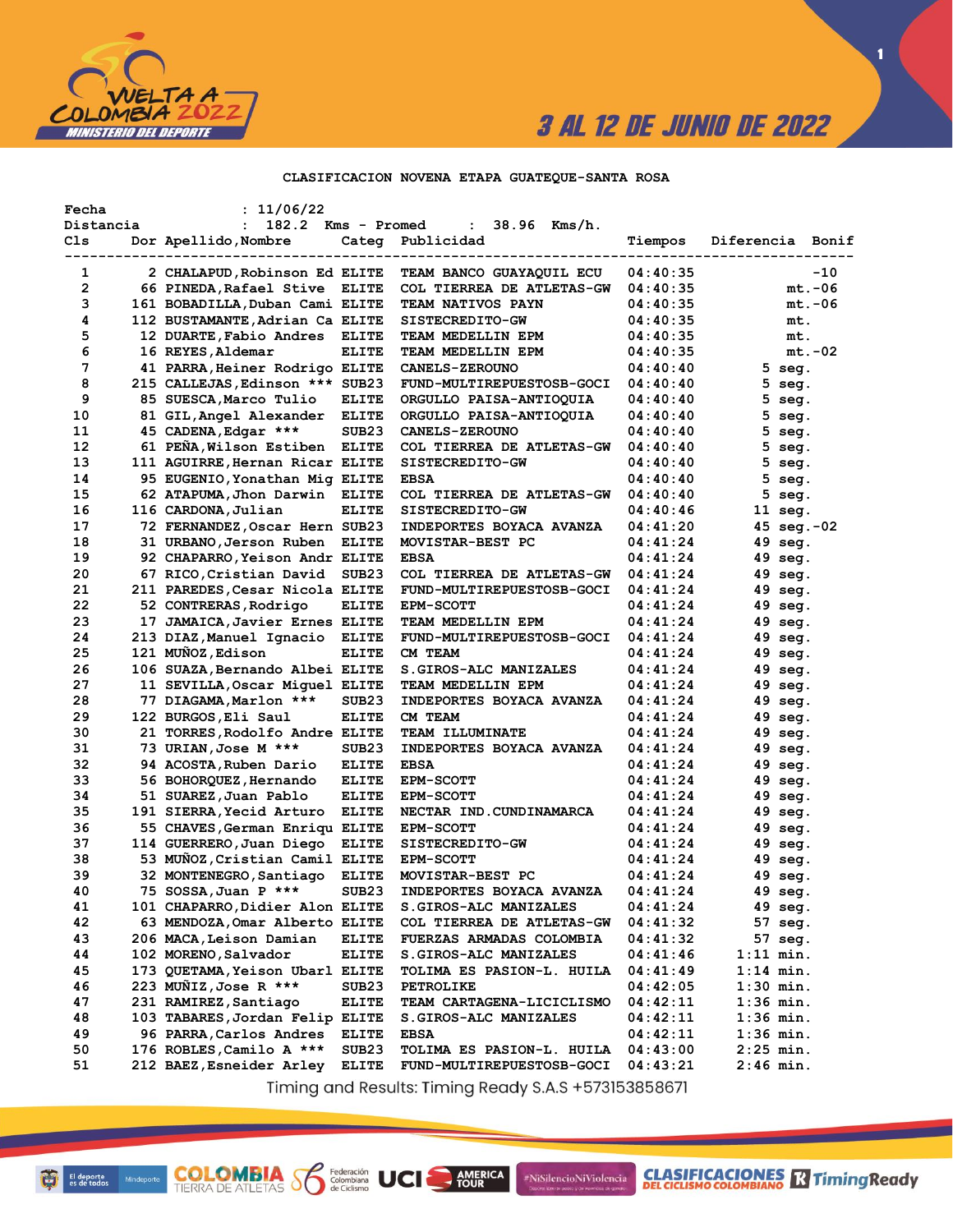3 AL 12 DE JUNIO DE 2022

## CLASIFICACION NOVENA ETAPA GUATEQUE-SANTA ROSA

Fecha : 11/06/22
Distancia : 182.2 Kms - Promed : 38.96 Kms/h.

| Cls | Dor | Apellido,Nombre | Categ | Publicidad | Tiempos | Diferencia | Bonif |
|---|---|---|---|---|---|---|---|
| 1 | 2 | CHALAPUD,Robinson Ed | ELITE | TEAM BANCO GUAYAQUIL ECU | 04:40:35 | | -10 |
| 2 | 66 | PINEDA,Rafael Stive | ELITE | COL TIERREA DE ATLETAS-GW | 04:40:35 | mt. | -06 |
| 3 | 161 | BOBADILLA,Duban Cami | ELITE | TEAM NATIVOS PAYN | 04:40:35 | mt. | -06 |
| 4 | 112 | BUSTAMANTE,Adrian Ca | ELITE | SISTECREDITO-GW | 04:40:35 | mt. | |
| 5 | 12 | DUARTE,Fabio Andres | ELITE | TEAM MEDELLIN EPM | 04:40:35 | mt. | |
| 6 | 16 | REYES,Aldemar | ELITE | TEAM MEDELLIN EPM | 04:40:35 | mt. | -02 |
| 7 | 41 | PARRA,Heiner Rodrigo | ELITE | CANELS-ZEROUNO | 04:40:40 | 5 seg. | |
| 8 | 215 | CALLEJAS,Edinson *** | SUB23 | FUND-MULTIREPUESTOSB-GOCI | 04:40:40 | 5 seg. | |
| 9 | 85 | SUESCA,Marco Tulio | ELITE | ORGULLO PAISA-ANTIOQUIA | 04:40:40 | 5 seg. | |
| 10 | 81 | GIL,Angel Alexander | ELITE | ORGULLO PAISA-ANTIOQUIA | 04:40:40 | 5 seg. | |
| 11 | 45 | CADENA,Edgar *** | SUB23 | CANELS-ZEROUNO | 04:40:40 | 5 seg. | |
| 12 | 61 | PEÑA,Wilson Estiben | ELITE | COL TIERREA DE ATLETAS-GW | 04:40:40 | 5 seg. | |
| 13 | 111 | AGUIRRE,Hernan Ricar | ELITE | SISTECREDITO-GW | 04:40:40 | 5 seg. | |
| 14 | 95 | EUGENIO,Yonathan Mig | ELITE | EBSA | 04:40:40 | 5 seg. | |
| 15 | 62 | ATAPUMA,Jhon Darwin | ELITE | COL TIERREA DE ATLETAS-GW | 04:40:40 | 5 seg. | |
| 16 | 116 | CARDONA,Julian | ELITE | SISTECREDITO-GW | 04:40:46 | 11 seg. | |
| 17 | 72 | FERNANDEZ,Oscar Hern | SUB23 | INDEPORTES BOYACA AVANZA | 04:41:20 | 45 seg. | -02 |
| 18 | 31 | URBANO,Jerson Ruben | ELITE | MOVISTAR-BEST PC | 04:41:24 | 49 seg. | |
| 19 | 92 | CHAPARRO,Yeison Andr | ELITE | EBSA | 04:41:24 | 49 seg. | |
| 20 | 67 | RICO,Cristian David | SUB23 | COL TIERREA DE ATLETAS-GW | 04:41:24 | 49 seg. | |
| 21 | 211 | PAREDES,Cesar Nicola | ELITE | FUND-MULTIREPUESTOSB-GOCI | 04:41:24 | 49 seg. | |
| 22 | 52 | CONTRERAS,Rodrigo | ELITE | EPM-SCOTT | 04:41:24 | 49 seg. | |
| 23 | 17 | JAMAICA,Javier Ernes | ELITE | TEAM MEDELLIN EPM | 04:41:24 | 49 seg. | |
| 24 | 213 | DIAZ,Manuel Ignacio | ELITE | FUND-MULTIREPUESTOSB-GOCI | 04:41:24 | 49 seg. | |
| 25 | 121 | MUÑOZ,Edison | ELITE | CM TEAM | 04:41:24 | 49 seg. | |
| 26 | 106 | SUAZA,Bernando Albei | ELITE | S.GIROS-ALC MANIZALES | 04:41:24 | 49 seg. | |
| 27 | 11 | SEVILLA,Oscar Miguel | ELITE | TEAM MEDELLIN EPM | 04:41:24 | 49 seg. | |
| 28 | 77 | DIAGAMA,Marlon *** | SUB23 | INDEPORTES BOYACA AVANZA | 04:41:24 | 49 seg. | |
| 29 | 122 | BURGOS,Eli Saul | ELITE | CM TEAM | 04:41:24 | 49 seg. | |
| 30 | 21 | TORRES,Rodolfo Andre | ELITE | TEAM ILLUMINATE | 04:41:24 | 49 seg. | |
| 31 | 73 | URIAN,Jose M *** | SUB23 | INDEPORTES BOYACA AVANZA | 04:41:24 | 49 seg. | |
| 32 | 94 | ACOSTA,Ruben Dario | ELITE | EBSA | 04:41:24 | 49 seg. | |
| 33 | 56 | BOHORQUEZ,Hernando | ELITE | EPM-SCOTT | 04:41:24 | 49 seg. | |
| 34 | 51 | SUAREZ,Juan Pablo | ELITE | EPM-SCOTT | 04:41:24 | 49 seg. | |
| 35 | 191 | SIERRA,Yecid Arturo | ELITE | NECTAR IND.CUNDINAMARCA | 04:41:24 | 49 seg. | |
| 36 | 55 | CHAVES,German Enriqu | ELITE | EPM-SCOTT | 04:41:24 | 49 seg. | |
| 37 | 114 | GUERRERO,Juan Diego | ELITE | SISTECREDITO-GW | 04:41:24 | 49 seg. | |
| 38 | 53 | MUÑOZ,Cristian Camil | ELITE | EPM-SCOTT | 04:41:24 | 49 seg. | |
| 39 | 32 | MONTENEGRO,Santiago | ELITE | MOVISTAR-BEST PC | 04:41:24 | 49 seg. | |
| 40 | 75 | SOSSA,Juan P *** | SUB23 | INDEPORTES BOYACA AVANZA | 04:41:24 | 49 seg. | |
| 41 | 101 | CHAPARRO,Didier Alon | ELITE | S.GIROS-ALC MANIZALES | 04:41:24 | 49 seg. | |
| 42 | 63 | MENDOZA,Omar Alberto | ELITE | COL TIERREA DE ATLETAS-GW | 04:41:32 | 57 seg. | |
| 43 | 206 | MACA,Leison Damian | ELITE | FUERZAS ARMADAS COLOMBIA | 04:41:32 | 57 seg. | |
| 44 | 102 | MORENO,Salvador | ELITE | S.GIROS-ALC MANIZALES | 04:41:46 | 1:11 min. | |
| 45 | 173 | QUETAMA,Yeison Ubarl | ELITE | TOLIMA ES PASION-L. HUILA | 04:41:49 | 1:14 min. | |
| 46 | 223 | MUÑIZ,Jose R *** | SUB23 | PETROLIKE | 04:42:05 | 1:30 min. | |
| 47 | 231 | RAMIREZ,Santiago | ELITE | TEAM CARTAGENA-LICICLISMO | 04:42:11 | 1:36 min. | |
| 48 | 103 | TABARES,Jordan Felip | ELITE | S.GIROS-ALC MANIZALES | 04:42:11 | 1:36 min. | |
| 49 | 96 | PARRA,Carlos Andres | ELITE | EBSA | 04:42:11 | 1:36 min. | |
| 50 | 176 | ROBLES,Camilo A *** | SUB23 | TOLIMA ES PASION-L. HUILA | 04:43:00 | 2:25 min. | |
| 51 | 212 | BAEZ,Esneider Arley | ELITE | FUND-MULTIREPUESTOSB-GOCI | 04:43:21 | 2:46 min. | |

Timing and Results: Timing Ready S.A.S +573153858671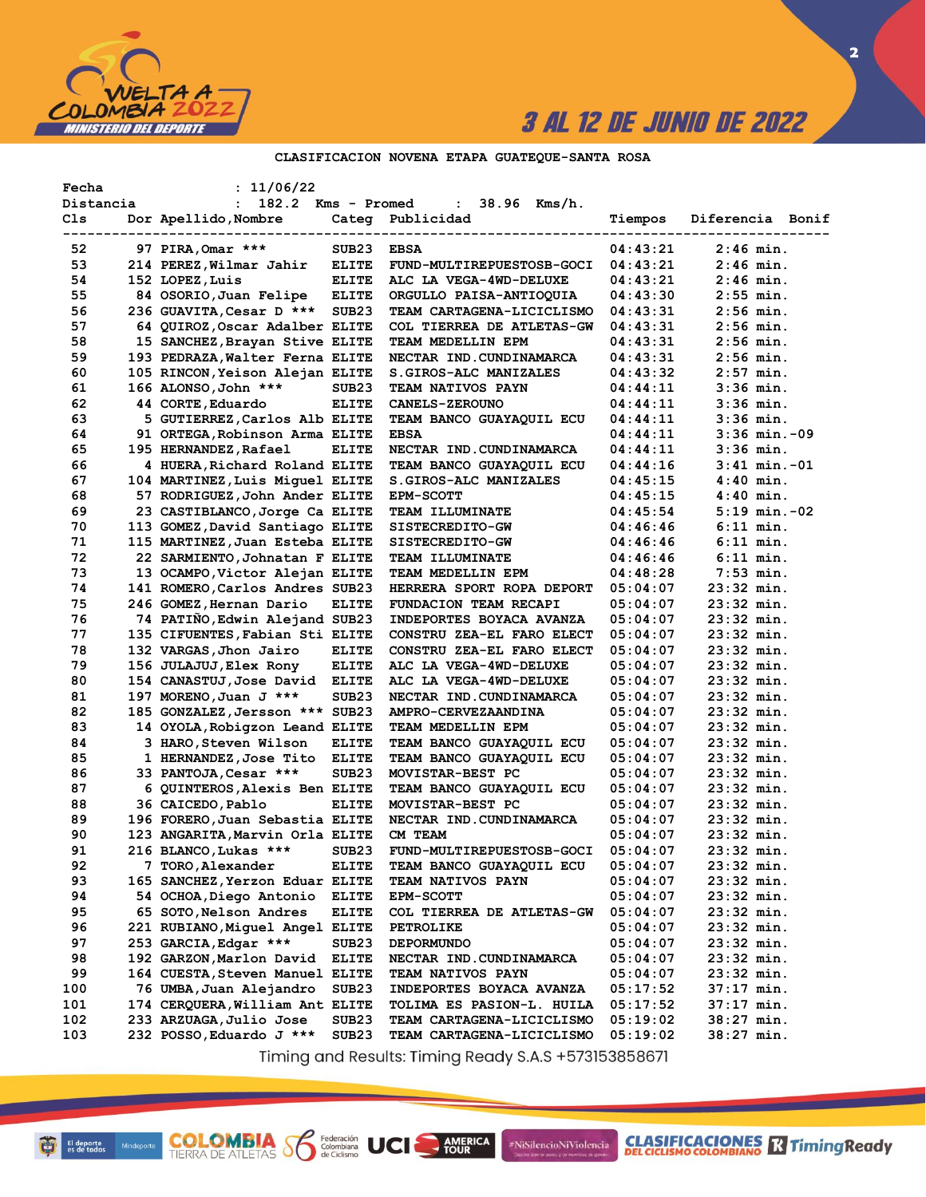3 AL 12 DE JUNIO DE 2022

**CLASIFICACION NOVENA ETAPA GUATEQUE-SANTA ROSA**

Fecha : 11/06/22
Distancia : 182.2 Kms - Promed : 38.96 Kms/h.

| Cls | Dor | Apellido,Nombre | Categ | Publicidad | Tiempos | Diferencia | Bonif |
|---|---|---|---|---|---|---|---|
| 52 | 97 | PIRA,Omar *** | SUB23 | EBSA | 04:43:21 | 2:46 min. | |
| 53 | 214 | PEREZ,Wilmar Jahir | ELITE | FUND-MULTIREPUESTOSB-GOCI | 04:43:21 | 2:46 min. | |
| 54 | 152 | LOPEZ,Luis | ELITE | ALC LA VEGA-4WD-DELUXE | 04:43:21 | 2:46 min. | |
| 55 | 84 | OSORIO,Juan Felipe | ELITE | ORGULLO PAISA-ANTIOQUIA | 04:43:30 | 2:55 min. | |
| 56 | 236 | GUAVITA,Cesar D *** | SUB23 | TEAM CARTAGENA-LICICLISMO | 04:43:31 | 2:56 min. | |
| 57 | 64 | QUIROZ,Oscar Adalber | ELITE | COL TIERREA DE ATLETAS-GW | 04:43:31 | 2:56 min. | |
| 58 | 15 | SANCHEZ,Brayan Stive | ELITE | TEAM MEDELLIN EPM | 04:43:31 | 2:56 min. | |
| 59 | 193 | PEDRAZA,Walter Ferna | ELITE | NECTAR IND.CUNDINAMARCA | 04:43:31 | 2:56 min. | |
| 60 | 105 | RINCON,Yeison Alejan | ELITE | S.GIROS-ALC MANIZALES | 04:43:32 | 2:57 min. | |
| 61 | 166 | ALONSO,John *** | SUB23 | TEAM NATIVOS PAYN | 04:44:11 | 3:36 min. | |
| 62 | 44 | CORTE,Eduardo | ELITE | CANELS-ZEROUNO | 04:44:11 | 3:36 min. | |
| 63 | 5 | GUTIERREZ,Carlos Alb | ELITE | TEAM BANCO GUAYAQUIL ECU | 04:44:11 | 3:36 min. | |
| 64 | 91 | ORTEGA,Robinson Arma | ELITE | EBSA | 04:44:11 | 3:36 min. | -09 |
| 65 | 195 | HERNANDEZ,Rafael | ELITE | NECTAR IND.CUNDINAMARCA | 04:44:11 | 3:36 min. | |
| 66 | 4 | HUERA,Richard Roland | ELITE | TEAM BANCO GUAYAQUIL ECU | 04:44:16 | 3:41 min. | -01 |
| 67 | 104 | MARTINEZ,Luis Miguel | ELITE | S.GIROS-ALC MANIZALES | 04:45:15 | 4:40 min. | |
| 68 | 57 | RODRIGUEZ,John Ander | ELITE | EPM-SCOTT | 04:45:15 | 4:40 min. | |
| 69 | 23 | CASTIBLANCO,Jorge Ca | ELITE | TEAM ILLUMINATE | 04:45:54 | 5:19 min. | -02 |
| 70 | 113 | GOMEZ,David Santiago | ELITE | SISTECREDITO-GW | 04:46:46 | 6:11 min. | |
| 71 | 115 | MARTINEZ,Juan Esteba | ELITE | SISTECREDITO-GW | 04:46:46 | 6:11 min. | |
| 72 | 22 | SARMIENTO,Johnatan F | ELITE | TEAM ILLUMINATE | 04:46:46 | 6:11 min. | |
| 73 | 13 | OCAMPO,Victor Alejan | ELITE | TEAM MEDELLIN EPM | 04:48:28 | 7:53 min. | |
| 74 | 141 | ROMERO,Carlos Andres | SUB23 | HERRERA SPORT ROPA DEPORT | 05:04:07 | 23:32 min. | |
| 75 | 246 | GOMEZ,Hernan Dario | ELITE | FUNDACION TEAM RECAPI | 05:04:07 | 23:32 min. | |
| 76 | 74 | PATIÑO,Edwin Alejand | SUB23 | INDEPORTES BOYACA AVANZA | 05:04:07 | 23:32 min. | |
| 77 | 135 | CIFUENTES,Fabian Sti | ELITE | CONSTRU ZEA-EL FARO ELECT | 05:04:07 | 23:32 min. | |
| 78 | 132 | VARGAS,Jhon Jairo | ELITE | CONSTRU ZEA-EL FARO ELECT | 05:04:07 | 23:32 min. | |
| 79 | 156 | JULAJUJ,Elex Rony | ELITE | ALC LA VEGA-4WD-DELUXE | 05:04:07 | 23:32 min. | |
| 80 | 154 | CANASTUJ,Jose David | ELITE | ALC LA VEGA-4WD-DELUXE | 05:04:07 | 23:32 min. | |
| 81 | 197 | MORENO,Juan J *** | SUB23 | NECTAR IND.CUNDINAMARCA | 05:04:07 | 23:32 min. | |
| 82 | 185 | GONZALEZ,Jersson *** | SUB23 | AMPRO-CERVEZAANDINA | 05:04:07 | 23:32 min. | |
| 83 | 14 | OYOLA,Robigzon Leand | ELITE | TEAM MEDELLIN EPM | 05:04:07 | 23:32 min. | |
| 84 | 3 | HARO,Steven Wilson | ELITE | TEAM BANCO GUAYAQUIL ECU | 05:04:07 | 23:32 min. | |
| 85 | 1 | HERNANDEZ,Jose Tito | ELITE | TEAM BANCO GUAYAQUIL ECU | 05:04:07 | 23:32 min. | |
| 86 | 33 | PANTOJA,Cesar *** | SUB23 | MOVISTAR-BEST PC | 05:04:07 | 23:32 min. | |
| 87 | 6 | QUINTEROS,Alexis Ben | ELITE | TEAM BANCO GUAYAQUIL ECU | 05:04:07 | 23:32 min. | |
| 88 | 36 | CAICEDO,Pablo | ELITE | MOVISTAR-BEST PC | 05:04:07 | 23:32 min. | |
| 89 | 196 | FORERO,Juan Sebastia | ELITE | NECTAR IND.CUNDINAMARCA | 05:04:07 | 23:32 min. | |
| 90 | 123 | ANGARITA,Marvin Orla | ELITE | CM TEAM | 05:04:07 | 23:32 min. | |
| 91 | 216 | BLANCO,Lukas *** | SUB23 | FUND-MULTIREPUESTOSB-GOCI | 05:04:07 | 23:32 min. | |
| 92 | 7 | TORO,Alexander | ELITE | TEAM BANCO GUAYAQUIL ECU | 05:04:07 | 23:32 min. | |
| 93 | 165 | SANCHEZ,Yerzon Eduar | ELITE | TEAM NATIVOS PAYN | 05:04:07 | 23:32 min. | |
| 94 | 54 | OCHOA,Diego Antonio | ELITE | EPM-SCOTT | 05:04:07 | 23:32 min. | |
| 95 | 65 | SOTO,Nelson Andres | ELITE | COL TIERREA DE ATLETAS-GW | 05:04:07 | 23:32 min. | |
| 96 | 221 | RUBIANO,Miguel Angel | ELITE | PETROLIKE | 05:04:07 | 23:32 min. | |
| 97 | 253 | GARCIA,Edgar *** | SUB23 | DEPORMUNDO | 05:04:07 | 23:32 min. | |
| 98 | 192 | GARZON,Marlon David | ELITE | NECTAR IND.CUNDINAMARCA | 05:04:07 | 23:32 min. | |
| 99 | 164 | CUESTA,Steven Manuel | ELITE | TEAM NATIVOS PAYN | 05:04:07 | 23:32 min. | |
| 100 | 76 | UMBA,Juan Alejandro | SUB23 | INDEPORTES BOYACA AVANZA | 05:17:52 | 37:17 min. | |
| 101 | 174 | CERQUERA,William Ant | ELITE | TOLIMA ES PASION-L. HUILA | 05:17:52 | 37:17 min. | |
| 102 | 233 | ARZUAGA,Julio Jose | SUB23 | TEAM CARTAGENA-LICICLISMO | 05:19:02 | 38:27 min. | |
| 103 | 232 | POSSO,Eduardo J *** | SUB23 | TEAM CARTAGENA-LICICLISMO | 05:19:02 | 38:27 min. | |

Timing and Results: Timing Ready S.A.S +573153858671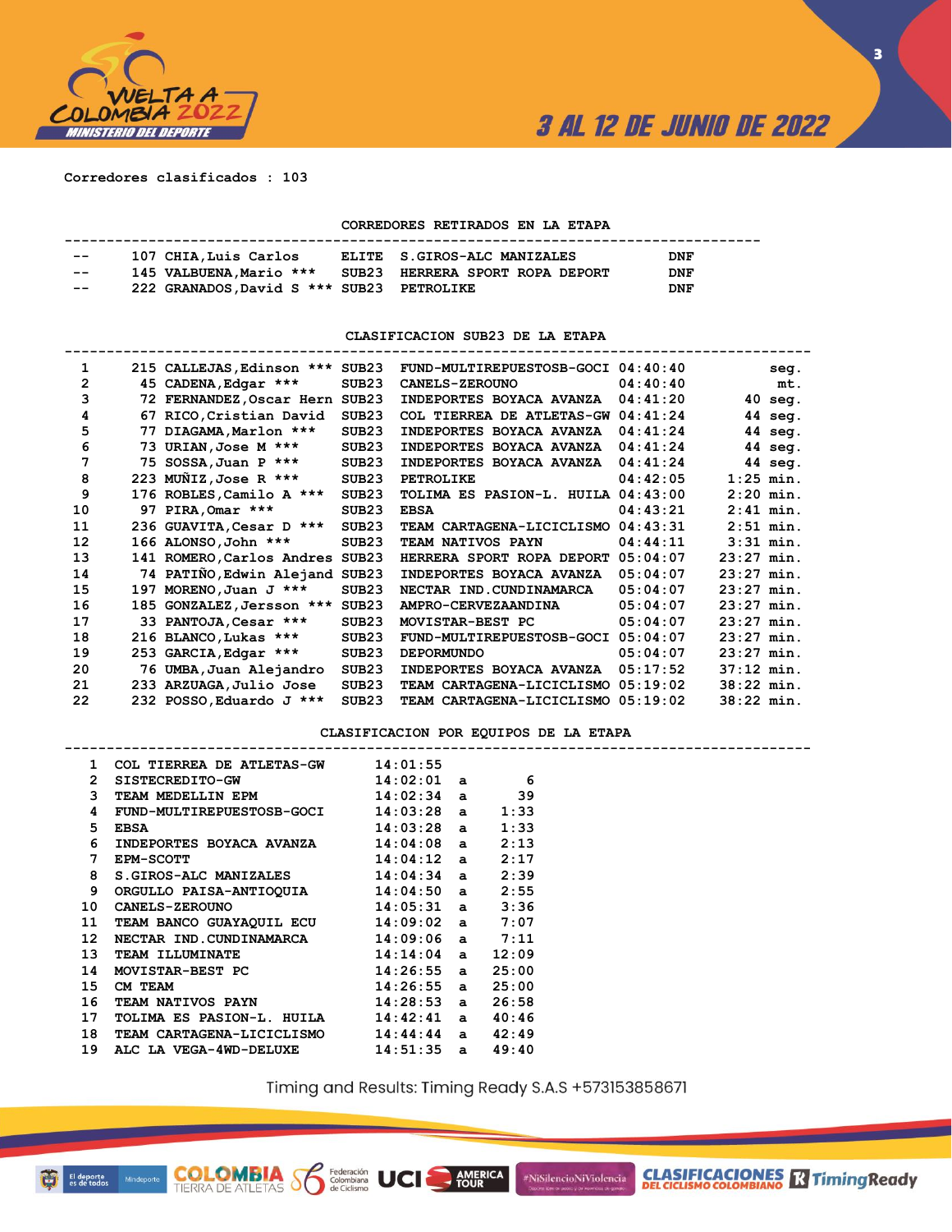Corredores clasificados : 103

## CORREDORES RETIRADOS EN LA ETAPA

| | Dorsal | Nombre | Cat. | Equipo | |
|---|---|---|---|---|---|
| -- | 107 | CHIA,Luis Carlos | ELITE | S.GIROS-ALC MANIZALES | DNF |
| -- | 145 | VALBUENA,Mario *** | SUB23 | HERRERA SPORT ROPA DEPORT | DNF |
| -- | 222 | GRANADOS,David S *** | SUB23 | PETROLIKE | DNF |

## CLASIFICACION SUB23 DE LA ETAPA

| Pos. | Dorsal | Nombre | Cat. | Equipo | Tiempo | Dif. |
|---|---|---|---|---|---|---|
| 1 | 215 | CALLEJAS,Edinson *** | SUB23 | FUND-MULTIREPUESTOSB-GOCI | 04:40:40 | seg. |
| 2 | 45 | CADENA,Edgar *** | SUB23 | CANELS-ZEROUNO | 04:40:40 | mt. |
| 3 | 72 | FERNANDEZ,Oscar Hern | SUB23 | INDEPORTES BOYACA AVANZA | 04:41:20 | 40 seg. |
| 4 | 67 | RICO,Cristian David | SUB23 | COL TIERREA DE ATLETAS-GW | 04:41:24 | 44 seg. |
| 5 | 77 | DIAGAMA,Marlon *** | SUB23 | INDEPORTES BOYACA AVANZA | 04:41:24 | 44 seg. |
| 6 | 73 | URIAN,Jose M *** | SUB23 | INDEPORTES BOYACA AVANZA | 04:41:24 | 44 seg. |
| 7 | 75 | SOSSA,Juan P *** | SUB23 | INDEPORTES BOYACA AVANZA | 04:41:24 | 44 seg. |
| 8 | 223 | MUÑIZ,Jose R *** | SUB23 | PETROLIKE | 04:42:05 | 1:25 min. |
| 9 | 176 | ROBLES,Camilo A *** | SUB23 | TOLIMA ES PASION-L. HUILA | 04:43:00 | 2:20 min. |
| 10 | 97 | PIRA,Omar *** | SUB23 | EBSA | 04:43:21 | 2:41 min. |
| 11 | 236 | GUAVITA,Cesar D *** | SUB23 | TEAM CARTAGENA-LICICLISMO | 04:43:31 | 2:51 min. |
| 12 | 166 | ALONSO,John *** | SUB23 | TEAM NATIVOS PAYN | 04:44:11 | 3:31 min. |
| 13 | 141 | ROMERO,Carlos Andres | SUB23 | HERRERA SPORT ROPA DEPORT | 05:04:07 | 23:27 min. |
| 14 | 74 | PATIÑO,Edwin Alejand | SUB23 | INDEPORTES BOYACA AVANZA | 05:04:07 | 23:27 min. |
| 15 | 197 | MORENO,Juan J *** | SUB23 | NECTAR IND.CUNDINAMARCA | 05:04:07 | 23:27 min. |
| 16 | 185 | GONZALEZ,Jersson *** | SUB23 | AMPRO-CERVEZAANDINA | 05:04:07 | 23:27 min. |
| 17 | 33 | PANTOJA,Cesar *** | SUB23 | MOVISTAR-BEST PC | 05:04:07 | 23:27 min. |
| 18 | 216 | BLANCO,Lukas *** | SUB23 | FUND-MULTIREPUESTOSB-GOCI | 05:04:07 | 23:27 min. |
| 19 | 253 | GARCIA,Edgar *** | SUB23 | DEPORMUNDO | 05:04:07 | 23:27 min. |
| 20 | 76 | UMBA,Juan Alejandro | SUB23 | INDEPORTES BOYACA AVANZA | 05:17:52 | 37:12 min. |
| 21 | 233 | ARZUAGA,Julio Jose | SUB23 | TEAM CARTAGENA-LICICLISMO | 05:19:02 | 38:22 min. |
| 22 | 232 | POSSO,Eduardo J *** | SUB23 | TEAM CARTAGENA-LICICLISMO | 05:19:02 | 38:22 min. |

## CLASIFICACION POR EQUIPOS DE LA ETAPA

| Pos. | Equipo | Tiempo | | Dif. |
|---|---|---|---|---|
| 1 | COL TIERREA DE ATLETAS-GW | 14:01:55 | | |
| 2 | SISTECREDITO-GW | 14:02:01 | a | 6 |
| 3 | TEAM MEDELLIN EPM | 14:02:34 | a | 39 |
| 4 | FUND-MULTIREPUESTOSB-GOCI | 14:03:28 | a | 1:33 |
| 5 | EBSA | 14:03:28 | a | 1:33 |
| 6 | INDEPORTES BOYACA AVANZA | 14:04:08 | a | 2:13 |
| 7 | EPM-SCOTT | 14:04:12 | a | 2:17 |
| 8 | S.GIROS-ALC MANIZALES | 14:04:34 | a | 2:39 |
| 9 | ORGULLO PAISA-ANTIOQUIA | 14:04:50 | a | 2:55 |
| 10 | CANELS-ZEROUNO | 14:05:31 | a | 3:36 |
| 11 | TEAM BANCO GUAYAQUIL ECU | 14:09:02 | a | 7:07 |
| 12 | NECTAR IND.CUNDINAMARCA | 14:09:06 | a | 7:11 |
| 13 | TEAM ILLUMINATE | 14:14:04 | a | 12:09 |
| 14 | MOVISTAR-BEST PC | 14:26:55 | a | 25:00 |
| 15 | CM TEAM | 14:26:55 | a | 25:00 |
| 16 | TEAM NATIVOS PAYN | 14:28:53 | a | 26:58 |
| 17 | TOLIMA ES PASION-L. HUILA | 14:42:41 | a | 40:46 |
| 18 | TEAM CARTAGENA-LICICLISMO | 14:44:44 | a | 42:49 |
| 19 | ALC LA VEGA-4WD-DELUXE | 14:51:35 | a | 49:40 |

Timing and Results: Timing Ready S.A.S +573153858671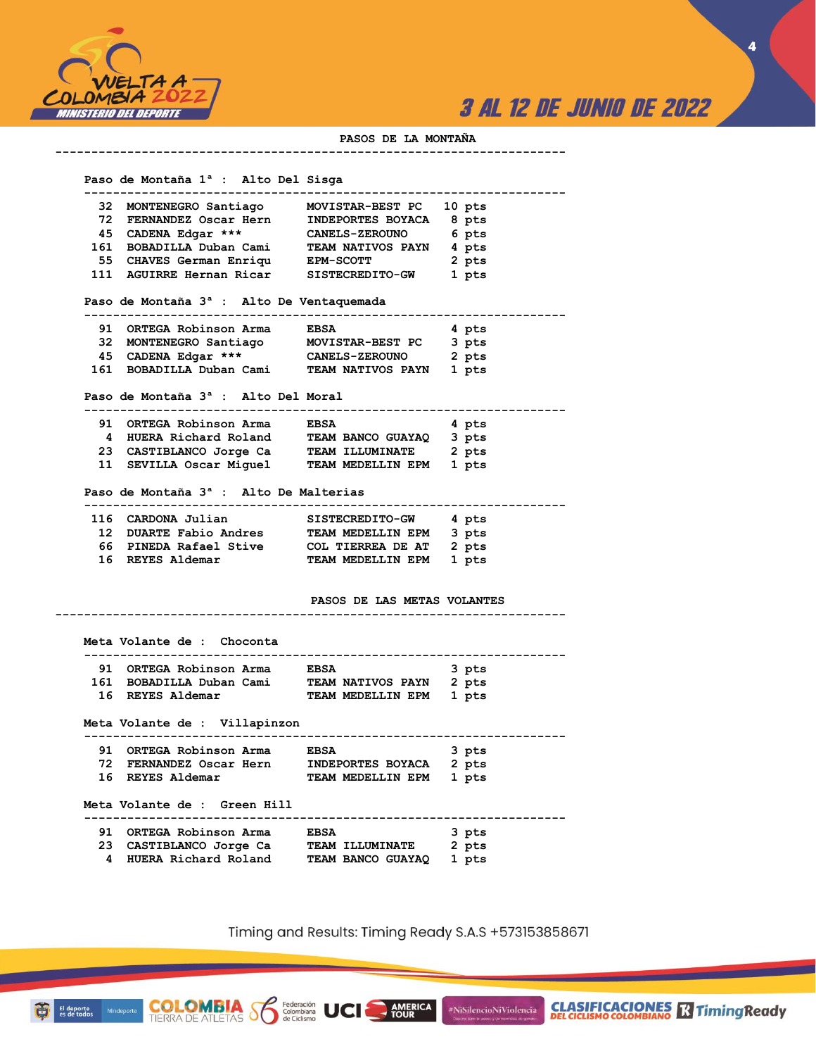## PASOS DE LA MONTAÑA

### Paso de Montaña 1ª : Alto Del Sisga

| No. | Nombre | Equipo | Puntos |
|---|---|---|---|
| 32 | MONTENEGRO Santiago | MOVISTAR-BEST PC | 10 pts |
| 72 | FERNANDEZ Oscar Hern | INDEPORTES BOYACA | 8 pts |
| 45 | CADENA Edgar *** | CANELS-ZEROUNO | 6 pts |
| 161 | BOBADILLA Duban Cami | TEAM NATIVOS PAYN | 4 pts |
| 55 | CHAVES German Enriqu | EPM-SCOTT | 2 pts |
| 111 | AGUIRRE Hernan Ricar | SISTECREDITO-GW | 1 pts |

### Paso de Montaña 3ª : Alto De Ventaquemada

| No. | Nombre | Equipo | Puntos |
|---|---|---|---|
| 91 | ORTEGA Robinson Arma | EBSA | 4 pts |
| 32 | MONTENEGRO Santiago | MOVISTAR-BEST PC | 3 pts |
| 45 | CADENA Edgar *** | CANELS-ZEROUNO | 2 pts |
| 161 | BOBADILLA Duban Cami | TEAM NATIVOS PAYN | 1 pts |

### Paso de Montaña 3ª : Alto Del Moral

| No. | Nombre | Equipo | Puntos |
|---|---|---|---|
| 91 | ORTEGA Robinson Arma | EBSA | 4 pts |
| 4 | HUERA Richard Roland | TEAM BANCO GUAYAQ | 3 pts |
| 23 | CASTIBLANCO Jorge Ca | TEAM ILLUMINATE | 2 pts |
| 11 | SEVILLA Oscar Miguel | TEAM MEDELLIN EPM | 1 pts |

### Paso de Montaña 3ª : Alto De Malterias

| No. | Nombre | Equipo | Puntos |
|---|---|---|---|
| 116 | CARDONA Julian | SISTECREDITO-GW | 4 pts |
| 12 | DUARTE Fabio Andres | TEAM MEDELLIN EPM | 3 pts |
| 66 | PINEDA Rafael Stive | COL TIERREA DE AT | 2 pts |
| 16 | REYES Aldemar | TEAM MEDELLIN EPM | 1 pts |

## PASOS DE LAS METAS VOLANTES

### Meta Volante de : Choconta

| No. | Nombre | Equipo | Puntos |
|---|---|---|---|
| 91 | ORTEGA Robinson Arma | EBSA | 3 pts |
| 161 | BOBADILLA Duban Cami | TEAM NATIVOS PAYN | 2 pts |
| 16 | REYES Aldemar | TEAM MEDELLIN EPM | 1 pts |

### Meta Volante de : Villapinzon

| No. | Nombre | Equipo | Puntos |
|---|---|---|---|
| 91 | ORTEGA Robinson Arma | EBSA | 3 pts |
| 72 | FERNANDEZ Oscar Hern | INDEPORTES BOYACA | 2 pts |
| 16 | REYES Aldemar | TEAM MEDELLIN EPM | 1 pts |

### Meta Volante de : Green Hill

| No. | Nombre | Equipo | Puntos |
|---|---|---|---|
| 91 | ORTEGA Robinson Arma | EBSA | 3 pts |
| 23 | CASTIBLANCO Jorge Ca | TEAM ILLUMINATE | 2 pts |
| 4 | HUERA Richard Roland | TEAM BANCO GUAYAQ | 1 pts |

Timing and Results: Timing Ready S.A.S +573153858671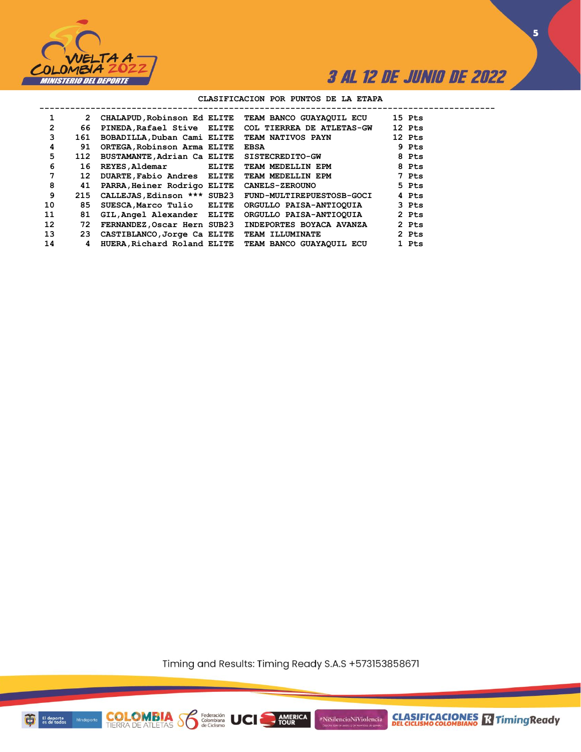## CLASIFICACION POR PUNTOS DE LA ETAPA

| Pos | Dorsal | Nombre | Cat. | Equipo | Puntos |
|---|---|---|---|---|---|
| 1 | 2 | CHALAPUD,Robinson Ed | ELITE | TEAM BANCO GUAYAQUIL ECU | 15 Pts |
| 2 | 66 | PINEDA,Rafael Stive | ELITE | COL TIERREA DE ATLETAS-GW | 12 Pts |
| 3 | 161 | BOBADILLA,Duban Cami | ELITE | TEAM NATIVOS PAYN | 12 Pts |
| 4 | 91 | ORTEGA,Robinson Arma | ELITE | EBSA | 9 Pts |
| 5 | 112 | BUSTAMANTE,Adrian Ca | ELITE | SISTECREDITO-GW | 8 Pts |
| 6 | 16 | REYES,Aldemar | ELITE | TEAM MEDELLIN EPM | 8 Pts |
| 7 | 12 | DUARTE,Fabio Andres | ELITE | TEAM MEDELLIN EPM | 7 Pts |
| 8 | 41 | PARRA,Heiner Rodrigo | ELITE | CANELS-ZEROUNO | 5 Pts |
| 9 | 215 | CALLEJAS,Edinson *** | SUB23 | FUND-MULTIREPUESTOSB-GOCI | 4 Pts |
| 10 | 85 | SUESCA,Marco Tulio | ELITE | ORGULLO PAISA-ANTIOQUIA | 3 Pts |
| 11 | 81 | GIL,Angel Alexander | ELITE | ORGULLO PAISA-ANTIOQUIA | 2 Pts |
| 12 | 72 | FERNANDEZ,Oscar Hern | SUB23 | INDEPORTES BOYACA AVANZA | 2 Pts |
| 13 | 23 | CASTIBLANCO,Jorge Ca | ELITE | TEAM ILLUMINATE | 2 Pts |
| 14 | 4 | HUERA,Richard Roland | ELITE | TEAM BANCO GUAYAQUIL ECU | 1 Pts |

Timing and Results: Timing Ready S.A.S +573153858671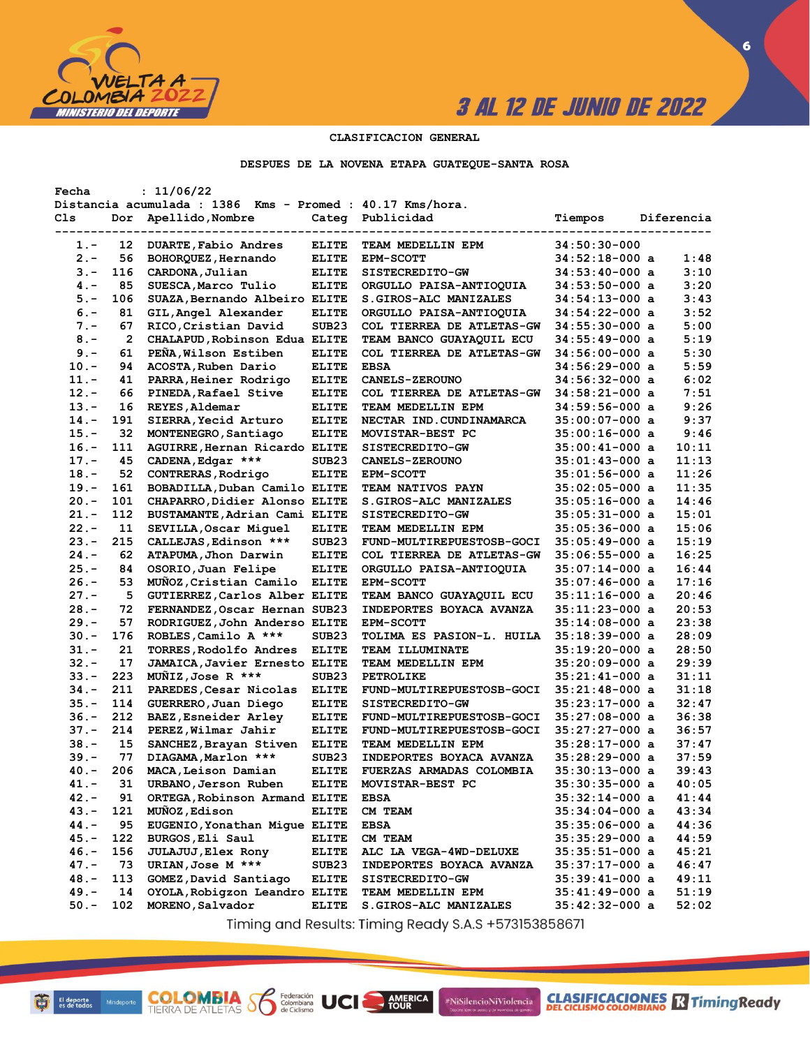## CLASIFICACION GENERAL

### DESPUES DE LA NOVENA ETAPA GUATEQUE-SANTA ROSA

Fecha : 11/06/22
Distancia acumulada : 1386 Kms - Promed : 40.17 Kms/hora.

| Cls | Dor | Apellido,Nombre | Categ | Publicidad | Tiempos | Diferencia |
|---|---|---|---|---|---|---|
| 1.- | 12 | DUARTE,Fabio Andres | ELITE | TEAM MEDELLIN EPM | 34:50:30-000 | |
| 2.- | 56 | BOHORQUEZ,Hernando | ELITE | EPM-SCOTT | 34:52:18-000 a | 1:48 |
| 3.- | 116 | CARDONA,Julian | ELITE | SISTECREDITO-GW | 34:53:40-000 a | 3:10 |
| 4.- | 85 | SUESCA,Marco Tulio | ELITE | ORGULLO PAISA-ANTIOQUIA | 34:53:50-000 a | 3:20 |
| 5.- | 106 | SUAZA,Bernando Albeiro | ELITE | S.GIROS-ALC MANIZALES | 34:54:13-000 a | 3:43 |
| 6.- | 81 | GIL,Angel Alexander | ELITE | ORGULLO PAISA-ANTIOQUIA | 34:54:22-000 a | 3:52 |
| 7.- | 67 | RICO,Cristian David | SUB23 | COL TIERREA DE ATLETAS-GW | 34:55:30-000 a | 5:00 |
| 8.- | 2 | CHALAPUD,Robinson Edua | ELITE | TEAM BANCO GUAYAQUIL ECU | 34:55:49-000 a | 5:19 |
| 9.- | 61 | PEÑA,Wilson Estiben | ELITE | COL TIERREA DE ATLETAS-GW | 34:56:00-000 a | 5:30 |
| 10.- | 94 | ACOSTA,Ruben Dario | ELITE | EBSA | 34:56:29-000 a | 5:59 |
| 11.- | 41 | PARRA,Heiner Rodrigo | ELITE | CANELS-ZEROUNO | 34:56:32-000 a | 6:02 |
| 12.- | 66 | PINEDA,Rafael Stive | ELITE | COL TIERREA DE ATLETAS-GW | 34:58:21-000 a | 7:51 |
| 13.- | 16 | REYES,Aldemar | ELITE | TEAM MEDELLIN EPM | 34:59:56-000 a | 9:26 |
| 14.- | 191 | SIERRA,Yecid Arturo | ELITE | NECTAR IND.CUNDINAMARCA | 35:00:07-000 a | 9:37 |
| 15.- | 32 | MONTENEGRO,Santiago | ELITE | MOVISTAR-BEST PC | 35:00:16-000 a | 9:46 |
| 16.- | 111 | AGUIRRE,Hernan Ricardo | ELITE | SISTECREDITO-GW | 35:00:41-000 a | 10:11 |
| 17.- | 45 | CADENA,Edgar *** | SUB23 | CANELS-ZEROUNO | 35:01:43-000 a | 11:13 |
| 18.- | 52 | CONTRERAS,Rodrigo | ELITE | EPM-SCOTT | 35:01:56-000 a | 11:26 |
| 19.- | 161 | BOBADILLA,Duban Camilo | ELITE | TEAM NATIVOS PAYN | 35:02:05-000 a | 11:35 |
| 20.- | 101 | CHAPARRO,Didier Alonso | ELITE | S.GIROS-ALC MANIZALES | 35:05:16-000 a | 14:46 |
| 21.- | 112 | BUSTAMANTE,Adrian Cami | ELITE | SISTECREDITO-GW | 35:05:31-000 a | 15:01 |
| 22.- | 11 | SEVILLA,Oscar Miguel | ELITE | TEAM MEDELLIN EPM | 35:05:36-000 a | 15:06 |
| 23.- | 215 | CALLEJAS,Edinson *** | SUB23 | FUND-MULTIREPUESTOSB-GOCI | 35:05:49-000 a | 15:19 |
| 24.- | 62 | ATAPUMA,Jhon Darwin | ELITE | COL TIERREA DE ATLETAS-GW | 35:06:55-000 a | 16:25 |
| 25.- | 84 | OSORIO,Juan Felipe | ELITE | ORGULLO PAISA-ANTIOQUIA | 35:07:14-000 a | 16:44 |
| 26.- | 53 | MUÑOZ,Cristian Camilo | ELITE | EPM-SCOTT | 35:07:46-000 a | 17:16 |
| 27.- | 5 | GUTIERREZ,Carlos Alber | ELITE | TEAM BANCO GUAYAQUIL ECU | 35:11:16-000 a | 20:46 |
| 28.- | 72 | FERNANDEZ,Oscar Hernan | SUB23 | INDEPORTES BOYACA AVANZA | 35:11:23-000 a | 20:53 |
| 29.- | 57 | RODRIGUEZ,John Anderso | ELITE | EPM-SCOTT | 35:14:08-000 a | 23:38 |
| 30.- | 176 | ROBLES,Camilo A *** | SUB23 | TOLIMA ES PASION-L. HUILA | 35:18:39-000 a | 28:09 |
| 31.- | 21 | TORRES,Rodolfo Andres | ELITE | TEAM ILLUMINATE | 35:19:20-000 a | 28:50 |
| 32.- | 17 | JAMAICA,Javier Ernesto | ELITE | TEAM MEDELLIN EPM | 35:20:09-000 a | 29:39 |
| 33.- | 223 | MUÑIZ,Jose R *** | SUB23 | PETROLIKE | 35:21:41-000 a | 31:11 |
| 34.- | 211 | PAREDES,Cesar Nicolas | ELITE | FUND-MULTIREPUESTOSB-GOCI | 35:21:48-000 a | 31:18 |
| 35.- | 114 | GUERRERO,Juan Diego | ELITE | SISTECREDITO-GW | 35:23:17-000 a | 32:47 |
| 36.- | 212 | BAEZ,Esneider Arley | ELITE | FUND-MULTIREPUESTOSB-GOCI | 35:27:08-000 a | 36:38 |
| 37.- | 214 | PEREZ,Wilmar Jahir | ELITE | FUND-MULTIREPUESTOSB-GOCI | 35:27:27-000 a | 36:57 |
| 38.- | 15 | SANCHEZ,Brayan Stiven | ELITE | TEAM MEDELLIN EPM | 35:28:17-000 a | 37:47 |
| 39.- | 77 | DIAGAMA,Marlon *** | SUB23 | INDEPORTES BOYACA AVANZA | 35:28:29-000 a | 37:59 |
| 40.- | 206 | MACA,Leison Damian | ELITE | FUERZAS ARMADAS COLOMBIA | 35:30:13-000 a | 39:43 |
| 41.- | 31 | URBANO,Jerson Ruben | ELITE | MOVISTAR-BEST PC | 35:30:35-000 a | 40:05 |
| 42.- | 91 | ORTEGA,Robinson Armand | ELITE | EBSA | 35:32:14-000 a | 41:44 |
| 43.- | 121 | MUÑOZ,Edison | ELITE | CM TEAM | 35:34:04-000 a | 43:34 |
| 44.- | 95 | EUGENIO,Yonathan Migue | ELITE | EBSA | 35:35:06-000 a | 44:36 |
| 45.- | 122 | BURGOS,Eli Saul | ELITE | CM TEAM | 35:35:29-000 a | 44:59 |
| 46.- | 156 | JULAJUJ,Elex Rony | ELITE | ALC LA VEGA-4WD-DELUXE | 35:35:51-000 a | 45:21 |
| 47.- | 73 | URIAN,Jose M *** | SUB23 | INDEPORTES BOYACA AVANZA | 35:37:17-000 a | 46:47 |
| 48.- | 113 | GOMEZ,David Santiago | ELITE | SISTECREDITO-GW | 35:39:41-000 a | 49:11 |
| 49.- | 14 | OYOLA,Robigzon Leandro | ELITE | TEAM MEDELLIN EPM | 35:41:49-000 a | 51:19 |
| 50.- | 102 | MORENO,Salvador | ELITE | S.GIROS-ALC MANIZALES | 35:42:32-000 a | 52:02 |

Timing and Results: Timing Ready S.A.S +573153858671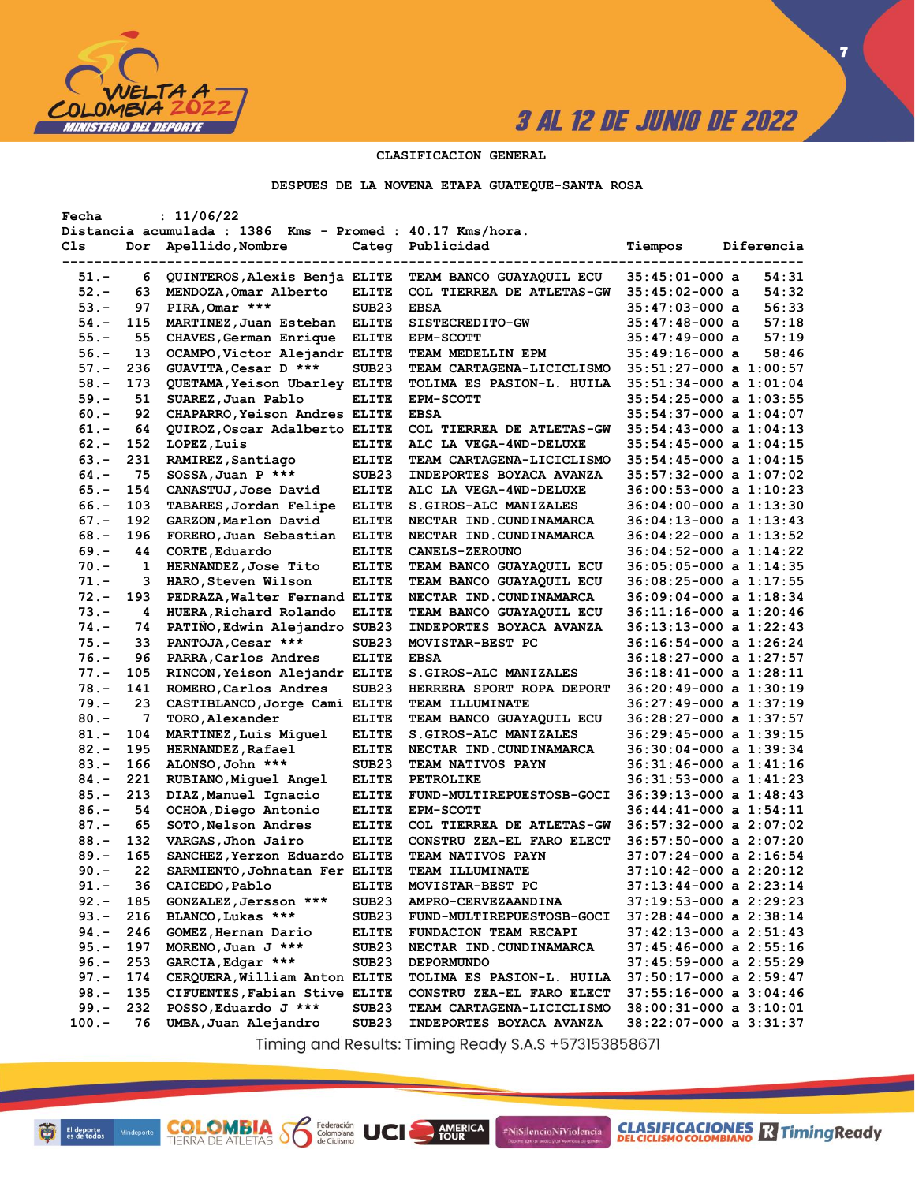CLASIFICACION GENERAL

DESPUES DE LA NOVENA ETAPA GUATEQUE-SANTA ROSA

Fecha : 11/06/22

Distancia acumulada : 1386 Kms - Promed : 40.17 Kms/hora.

| Cls | Dor | Apellido,Nombre | Categ | Publicidad | Tiempos | Diferencia |
|---|---|---|---|---|---|---|
| 51.- | 6 | QUINTEROS,Alexis Benja | ELITE | TEAM BANCO GUAYAQUIL ECU | 35:45:01-000 a | 54:31 |
| 52.- | 63 | MENDOZA,Omar Alberto | ELITE | COL TIERREA DE ATLETAS-GW | 35:45:02-000 a | 54:32 |
| 53.- | 97 | PIRA,Omar *** | SUB23 | EBSA | 35:47:03-000 a | 56:33 |
| 54.- | 115 | MARTINEZ,Juan Esteban | ELITE | SISTECREDITO-GW | 35:47:48-000 a | 57:18 |
| 55.- | 55 | CHAVES,German Enrique | ELITE | EPM-SCOTT | 35:47:49-000 a | 57:19 |
| 56.- | 13 | OCAMPO,Victor Alejandr | ELITE | TEAM MEDELLIN EPM | 35:49:16-000 a | 58:46 |
| 57.- | 236 | GUAVITA,Cesar D *** | SUB23 | TEAM CARTAGENA-LICICLISMO | 35:51:27-000 a | 1:00:57 |
| 58.- | 173 | QUETAMA,Yeison Ubarley | ELITE | TOLIMA ES PASION-L. HUILA | 35:51:34-000 a | 1:01:04 |
| 59.- | 51 | SUAREZ,Juan Pablo | ELITE | EPM-SCOTT | 35:54:25-000 a | 1:03:55 |
| 60.- | 92 | CHAPARRO,Yeison Andres | ELITE | EBSA | 35:54:37-000 a | 1:04:07 |
| 61.- | 64 | QUIROZ,Oscar Adalberto | ELITE | COL TIERREA DE ATLETAS-GW | 35:54:43-000 a | 1:04:13 |
| 62.- | 152 | LOPEZ,Luis | ELITE | ALC LA VEGA-4WD-DELUXE | 35:54:45-000 a | 1:04:15 |
| 63.- | 231 | RAMIREZ,Santiago | ELITE | TEAM CARTAGENA-LICICLISMO | 35:54:45-000 a | 1:04:15 |
| 64.- | 75 | SOSSA,Juan P *** | SUB23 | INDEPORTES BOYACA AVANZA | 35:57:32-000 a | 1:07:02 |
| 65.- | 154 | CANASTUJ,Jose David | ELITE | ALC LA VEGA-4WD-DELUXE | 36:00:53-000 a | 1:10:23 |
| 66.- | 103 | TABARES,Jordan Felipe | ELITE | S.GIROS-ALC MANIZALES | 36:04:00-000 a | 1:13:30 |
| 67.- | 192 | GARZON,Marlon David | ELITE | NECTAR IND.CUNDINAMARCA | 36:04:13-000 a | 1:13:43 |
| 68.- | 196 | FORERO,Juan Sebastian | ELITE | NECTAR IND.CUNDINAMARCA | 36:04:22-000 a | 1:13:52 |
| 69.- | 44 | CORTE,Eduardo | ELITE | CANELS-ZEROUNO | 36:04:52-000 a | 1:14:22 |
| 70.- | 1 | HERNANDEZ,Jose Tito | ELITE | TEAM BANCO GUAYAQUIL ECU | 36:05:05-000 a | 1:14:35 |
| 71.- | 3 | HARO,Steven Wilson | ELITE | TEAM BANCO GUAYAQUIL ECU | 36:08:25-000 a | 1:17:55 |
| 72.- | 193 | PEDRAZA,Walter Fernand | ELITE | NECTAR IND.CUNDINAMARCA | 36:09:04-000 a | 1:18:34 |
| 73.- | 4 | HUERA,Richard Rolando | ELITE | TEAM BANCO GUAYAQUIL ECU | 36:11:16-000 a | 1:20:46 |
| 74.- | 74 | PATIÑO,Edwin Alejandro | SUB23 | INDEPORTES BOYACA AVANZA | 36:13:13-000 a | 1:22:43 |
| 75.- | 33 | PANTOJA,Cesar *** | SUB23 | MOVISTAR-BEST PC | 36:16:54-000 a | 1:26:24 |
| 76.- | 96 | PARRA,Carlos Andres | ELITE | EBSA | 36:18:27-000 a | 1:27:57 |
| 77.- | 105 | RINCON,Yeison Alejandr | ELITE | S.GIROS-ALC MANIZALES | 36:18:41-000 a | 1:28:11 |
| 78.- | 141 | ROMERO,Carlos Andres | SUB23 | HERRERA SPORT ROPA DEPORT | 36:20:49-000 a | 1:30:19 |
| 79.- | 23 | CASTIBLANCO,Jorge Cami | ELITE | TEAM ILLUMINATE | 36:27:49-000 a | 1:37:19 |
| 80.- | 7 | TORO,Alexander | ELITE | TEAM BANCO GUAYAQUIL ECU | 36:28:27-000 a | 1:37:57 |
| 81.- | 104 | MARTINEZ,Luis Miguel | ELITE | S.GIROS-ALC MANIZALES | 36:29:45-000 a | 1:39:15 |
| 82.- | 195 | HERNANDEZ,Rafael | ELITE | NECTAR IND.CUNDINAMARCA | 36:30:04-000 a | 1:39:34 |
| 83.- | 166 | ALONSO,John *** | SUB23 | TEAM NATIVOS PAYN | 36:31:46-000 a | 1:41:16 |
| 84.- | 221 | RUBIANO,Miguel Angel | ELITE | PETROLIKE | 36:31:53-000 a | 1:41:23 |
| 85.- | 213 | DIAZ,Manuel Ignacio | ELITE | FUND-MULTIREPUESTOSB-GOCI | 36:39:13-000 a | 1:48:43 |
| 86.- | 54 | OCHOA,Diego Antonio | ELITE | EPM-SCOTT | 36:44:41-000 a | 1:54:11 |
| 87.- | 65 | SOTO,Nelson Andres | ELITE | COL TIERREA DE ATLETAS-GW | 36:57:32-000 a | 2:07:02 |
| 88.- | 132 | VARGAS,Jhon Jairo | ELITE | CONSTRU ZEA-EL FARO ELECT | 36:57:50-000 a | 2:07:20 |
| 89.- | 165 | SANCHEZ,Yerzon Eduardo | ELITE | TEAM NATIVOS PAYN | 37:07:24-000 a | 2:16:54 |
| 90.- | 22 | SARMIENTO,Johnatan Fer | ELITE | TEAM ILLUMINATE | 37:10:42-000 a | 2:20:12 |
| 91.- | 36 | CAICEDO,Pablo | ELITE | MOVISTAR-BEST PC | 37:13:44-000 a | 2:23:14 |
| 92.- | 185 | GONZALEZ,Jersson *** | SUB23 | AMPRO-CERVEZAANDINA | 37:19:53-000 a | 2:29:23 |
| 93.- | 216 | BLANCO,Lukas *** | SUB23 | FUND-MULTIREPUESTOSB-GOCI | 37:28:44-000 a | 2:38:14 |
| 94.- | 246 | GOMEZ,Hernan Dario | ELITE | FUNDACION TEAM RECAPI | 37:42:13-000 a | 2:51:43 |
| 95.- | 197 | MORENO,Juan J *** | SUB23 | NECTAR IND.CUNDINAMARCA | 37:45:46-000 a | 2:55:16 |
| 96.- | 253 | GARCIA,Edgar *** | SUB23 | DEPORMUNDO | 37:45:59-000 a | 2:55:29 |
| 97.- | 174 | CERQUERA,William Anton | ELITE | TOLIMA ES PASION-L. HUILA | 37:50:17-000 a | 2:59:47 |
| 98.- | 135 | CIFUENTES,Fabian Stive | ELITE | CONSTRU ZEA-EL FARO ELECT | 37:55:16-000 a | 3:04:46 |
| 99.- | 232 | POSSO,Eduardo J *** | SUB23 | TEAM CARTAGENA-LICICLISMO | 38:00:31-000 a | 3:10:01 |
| 100.- | 76 | UMBA,Juan Alejandro | SUB23 | INDEPORTES BOYACA AVANZA | 38:22:07-000 a | 3:31:37 |

Timing and Results: Timing Ready S.A.S +573153858671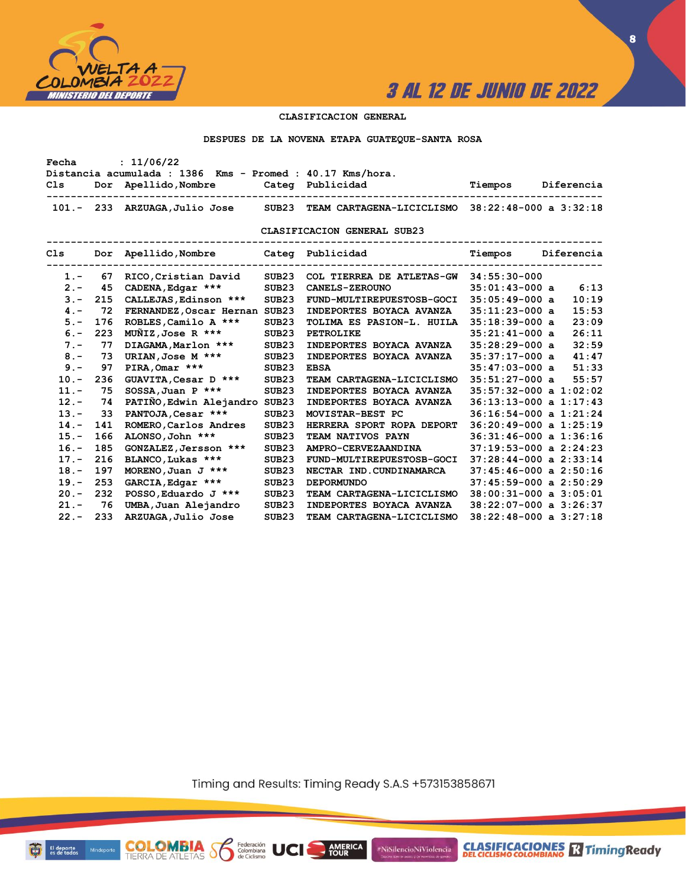## CLASIFICACION GENERAL

### DESPUES DE LA NOVENA ETAPA GUATEQUE-SANTA ROSA

Fecha : 11/06/22
Distancia acumulada : 1386 Kms - Promed : 40.17 Kms/hora.

| Cls | Dor | Apellido,Nombre | Categ | Publicidad | Tiempos | Diferencia |
|---|---|---|---|---|---|---|
| 101.- | 233 | ARZUAGA,Julio Jose | SUB23 | TEAM CARTAGENA-LICICLISMO | 38:22:48-000 | a 3:32:18 |

### CLASIFICACION GENERAL SUB23

| Cls | Dor | Apellido,Nombre | Categ | Publicidad | Tiempos | Diferencia |
|---|---|---|---|---|---|---|
| 1.- | 67 | RICO,Cristian David | SUB23 | COL TIERREA DE ATLETAS-GW | 34:55:30-000 | |
| 2.- | 45 | CADENA,Edgar *** | SUB23 | CANELS-ZEROUNO | 35:01:43-000 | a 6:13 |
| 3.- | 215 | CALLEJAS,Edinson *** | SUB23 | FUND-MULTIREPUESTOSB-GOCI | 35:05:49-000 | a 10:19 |
| 4.- | 72 | FERNANDEZ,Oscar Hernan | SUB23 | INDEPORTES BOYACA AVANZA | 35:11:23-000 | a 15:53 |
| 5.- | 176 | ROBLES,Camilo A *** | SUB23 | TOLIMA ES PASION-L. HUILA | 35:18:39-000 | a 23:09 |
| 6.- | 223 | MUÑIZ,Jose R *** | SUB23 | PETROLIKE | 35:21:41-000 | a 26:11 |
| 7.- | 77 | DIAGAMA,Marlon *** | SUB23 | INDEPORTES BOYACA AVANZA | 35:28:29-000 | a 32:59 |
| 8.- | 73 | URIAN,Jose M *** | SUB23 | INDEPORTES BOYACA AVANZA | 35:37:17-000 | a 41:47 |
| 9.- | 97 | PIRA,Omar *** | SUB23 | EBSA | 35:47:03-000 | a 51:33 |
| 10.- | 236 | GUAVITA,Cesar D *** | SUB23 | TEAM CARTAGENA-LICICLISMO | 35:51:27-000 | a 55:57 |
| 11.- | 75 | SOSSA,Juan P *** | SUB23 | INDEPORTES BOYACA AVANZA | 35:57:32-000 | a 1:02:02 |
| 12.- | 74 | PATIÑO,Edwin Alejandro | SUB23 | INDEPORTES BOYACA AVANZA | 36:13:13-000 | a 1:17:43 |
| 13.- | 33 | PANTOJA,Cesar *** | SUB23 | MOVISTAR-BEST PC | 36:16:54-000 | a 1:21:24 |
| 14.- | 141 | ROMERO,Carlos Andres | SUB23 | HERRERA SPORT ROPA DEPORT | 36:20:49-000 | a 1:25:19 |
| 15.- | 166 | ALONSO,John *** | SUB23 | TEAM NATIVOS PAYN | 36:31:46-000 | a 1:36:16 |
| 16.- | 185 | GONZALEZ,Jersson *** | SUB23 | AMPRO-CERVEZAANDINA | 37:19:53-000 | a 2:24:23 |
| 17.- | 216 | BLANCO,Lukas *** | SUB23 | FUND-MULTIREPUESTOSB-GOCI | 37:28:44-000 | a 2:33:14 |
| 18.- | 197 | MORENO,Juan J *** | SUB23 | NECTAR IND.CUNDINAMARCA | 37:45:46-000 | a 2:50:16 |
| 19.- | 253 | GARCIA,Edgar *** | SUB23 | DEPORMUNDO | 37:45:59-000 | a 2:50:29 |
| 20.- | 232 | POSSO,Eduardo J *** | SUB23 | TEAM CARTAGENA-LICICLISMO | 38:00:31-000 | a 3:05:01 |
| 21.- | 76 | UMBA,Juan Alejandro | SUB23 | INDEPORTES BOYACA AVANZA | 38:22:07-000 | a 3:26:37 |
| 22.- | 233 | ARZUAGA,Julio Jose | SUB23 | TEAM CARTAGENA-LICICLISMO | 38:22:48-000 | a 3:27:18 |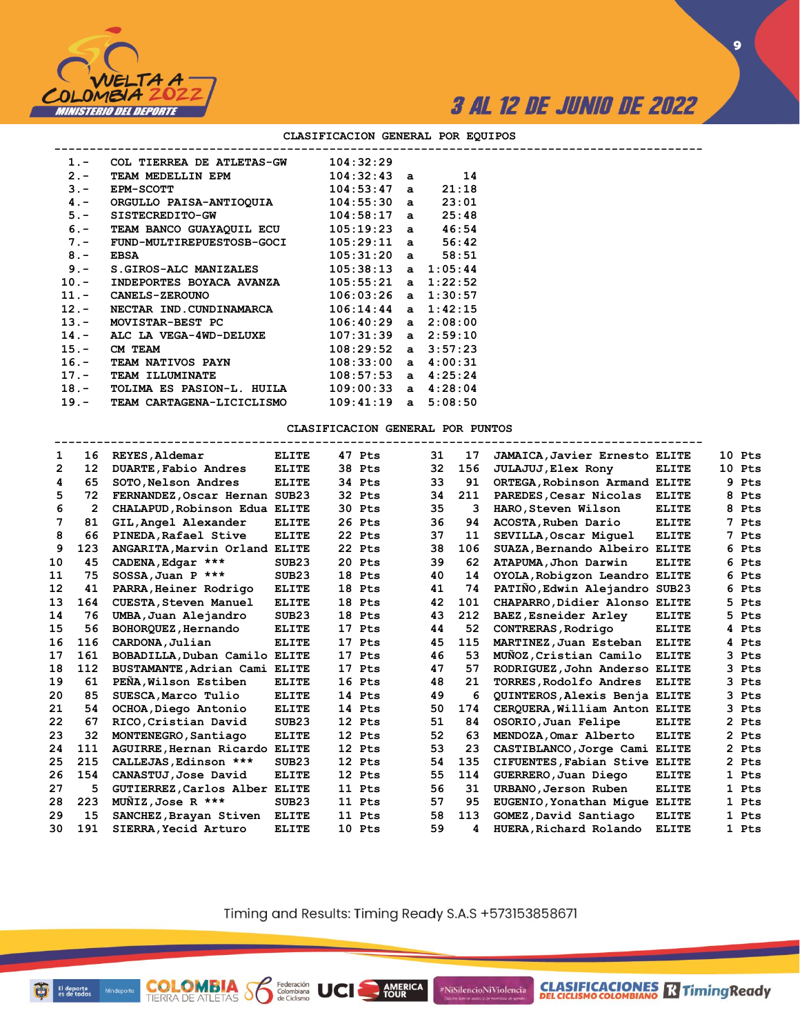## CLASIFICACION GENERAL POR EQUIPOS

| Pos | Equipo | Tiempo | | Diferencia |
|---|---|---|---|---|
| 1.- | COL TIERREA DE ATLETAS-GW | 104:32:29 | | |
| 2.- | TEAM MEDELLIN EPM | 104:32:43 | a | 14 |
| 3.- | EPM-SCOTT | 104:53:47 | a | 21:18 |
| 4.- | ORGULLO PAISA-ANTIOQUIA | 104:55:30 | a | 23:01 |
| 5.- | SISTECREDITO-GW | 104:58:17 | a | 25:48 |
| 6.- | TEAM BANCO GUAYAQUIL ECU | 105:19:23 | a | 46:54 |
| 7.- | FUND-MULTIREPUESTOSB-GOCI | 105:29:11 | a | 56:42 |
| 8.- | EBSA | 105:31:20 | a | 58:51 |
| 9.- | S.GIROS-ALC MANIZALES | 105:38:13 | a | 1:05:44 |
| 10.- | INDEPORTES BOYACA AVANZA | 105:55:21 | a | 1:22:52 |
| 11.- | CANELS-ZEROUNO | 106:03:26 | a | 1:30:57 |
| 12.- | NECTAR IND.CUNDINAMARCA | 106:14:44 | a | 1:42:15 |
| 13.- | MOVISTAR-BEST PC | 106:40:29 | a | 2:08:00 |
| 14.- | ALC LA VEGA-4WD-DELUXE | 107:31:39 | a | 2:59:10 |
| 15.- | CM TEAM | 108:29:52 | a | 3:57:23 |
| 16.- | TEAM NATIVOS PAYN | 108:33:00 | a | 4:00:31 |
| 17.- | TEAM ILLUMINATE | 108:57:53 | a | 4:25:24 |
| 18.- | TOLIMA ES PASION-L. HUILA | 109:00:33 | a | 4:28:04 |
| 19.- | TEAM CARTAGENA-LICICLISMO | 109:41:19 | a | 5:08:50 |

## CLASIFICACION GENERAL POR PUNTOS

| Pos | Dorsal | Nombre | Cat. | Puntos |
|---|---|---|---|---|
| 1 | 16 | REYES,Aldemar | ELITE | 47 Pts |
| 2 | 12 | DUARTE,Fabio Andres | ELITE | 38 Pts |
| 4 | 65 | SOTO,Nelson Andres | ELITE | 34 Pts |
| 5 | 72 | FERNANDEZ,Oscar Hernan | SUB23 | 32 Pts |
| 6 | 2 | CHALAPUD,Robinson Edua | ELITE | 30 Pts |
| 7 | 81 | GIL,Angel Alexander | ELITE | 26 Pts |
| 8 | 66 | PINEDA,Rafael Stive | ELITE | 22 Pts |
| 9 | 123 | ANGARITA,Marvin Orland | ELITE | 22 Pts |
| 10 | 45 | CADENA,Edgar *** | SUB23 | 20 Pts |
| 11 | 75 | SOSSA,Juan P *** | SUB23 | 18 Pts |
| 12 | 41 | PARRA,Heiner Rodrigo | ELITE | 18 Pts |
| 13 | 164 | CUESTA,Steven Manuel | ELITE | 18 Pts |
| 14 | 76 | UMBA,Juan Alejandro | SUB23 | 18 Pts |
| 15 | 56 | BOHORQUEZ,Hernando | ELITE | 17 Pts |
| 16 | 116 | CARDONA,Julian | ELITE | 17 Pts |
| 17 | 161 | BOBADILLA,Duban Camilo | ELITE | 17 Pts |
| 18 | 112 | BUSTAMANTE,Adrian Cami | ELITE | 17 Pts |
| 19 | 61 | PEÑA,Wilson Estiben | ELITE | 16 Pts |
| 20 | 85 | SUESCA,Marco Tulio | ELITE | 14 Pts |
| 21 | 54 | OCHOA,Diego Antonio | ELITE | 14 Pts |
| 22 | 67 | RICO,Cristian David | SUB23 | 12 Pts |
| 23 | 32 | MONTENEGRO,Santiago | ELITE | 12 Pts |
| 24 | 111 | AGUIRRE,Hernan Ricardo | ELITE | 12 Pts |
| 25 | 215 | CALLEJAS,Edinson *** | SUB23 | 12 Pts |
| 26 | 154 | CANASTUJ,Jose David | ELITE | 12 Pts |
| 27 | 5 | GUTIERREZ,Carlos Alber | ELITE | 11 Pts |
| 28 | 223 | MUÑIZ,Jose R *** | SUB23 | 11 Pts |
| 29 | 15 | SANCHEZ,Brayan Stiven | ELITE | 11 Pts |
| 30 | 191 | SIERRA,Yecid Arturo | ELITE | 10 Pts |
| 31 | 17 | JAMAICA,Javier Ernesto | ELITE | 10 Pts |
| 32 | 156 | JULAJUJ,Elex Rony | ELITE | 10 Pts |
| 33 | 91 | ORTEGA,Robinson Armand | ELITE | 9 Pts |
| 34 | 211 | PAREDES,Cesar Nicolas | ELITE | 8 Pts |
| 35 | 3 | HARO,Steven Wilson | ELITE | 8 Pts |
| 36 | 94 | ACOSTA,Ruben Dario | ELITE | 7 Pts |
| 37 | 11 | SEVILLA,Oscar Miguel | ELITE | 7 Pts |
| 38 | 106 | SUAZA,Bernando Albeiro | ELITE | 6 Pts |
| 39 | 62 | ATAPUMA,Jhon Darwin | ELITE | 6 Pts |
| 40 | 14 | OYOLA,Robigzon Leandro | ELITE | 6 Pts |
| 41 | 74 | PATIÑO,Edwin Alejandro | SUB23 | 6 Pts |
| 42 | 101 | CHAPARRO,Didier Alonso | ELITE | 5 Pts |
| 43 | 212 | BAEZ,Esneider Arley | ELITE | 5 Pts |
| 44 | 52 | CONTRERAS,Rodrigo | ELITE | 4 Pts |
| 45 | 115 | MARTINEZ,Juan Esteban | ELITE | 4 Pts |
| 46 | 53 | MUÑOZ,Cristian Camilo | ELITE | 3 Pts |
| 47 | 57 | RODRIGUEZ,John Anderso | ELITE | 3 Pts |
| 48 | 21 | TORRES,Rodolfo Andres | ELITE | 3 Pts |
| 49 | 6 | QUINTEROS,Alexis Benja | ELITE | 3 Pts |
| 50 | 174 | CERQUERA,William Anton | ELITE | 3 Pts |
| 51 | 84 | OSORIO,Juan Felipe | ELITE | 2 Pts |
| 52 | 63 | MENDOZA,Omar Alberto | ELITE | 2 Pts |
| 53 | 23 | CASTIBLANCO,Jorge Cami | ELITE | 2 Pts |
| 54 | 135 | CIFUENTES,Fabian Stive | ELITE | 2 Pts |
| 55 | 114 | GUERRERO,Juan Diego | ELITE | 1 Pts |
| 56 | 31 | URBANO,Jerson Ruben | ELITE | 1 Pts |
| 57 | 95 | EUGENIO,Yonathan Migue | ELITE | 1 Pts |
| 58 | 113 | GOMEZ,David Santiago | ELITE | 1 Pts |
| 59 | 4 | HUERA,Richard Rolando | ELITE | 1 Pts |

Timing and Results: Timing Ready S.A.S +573153858671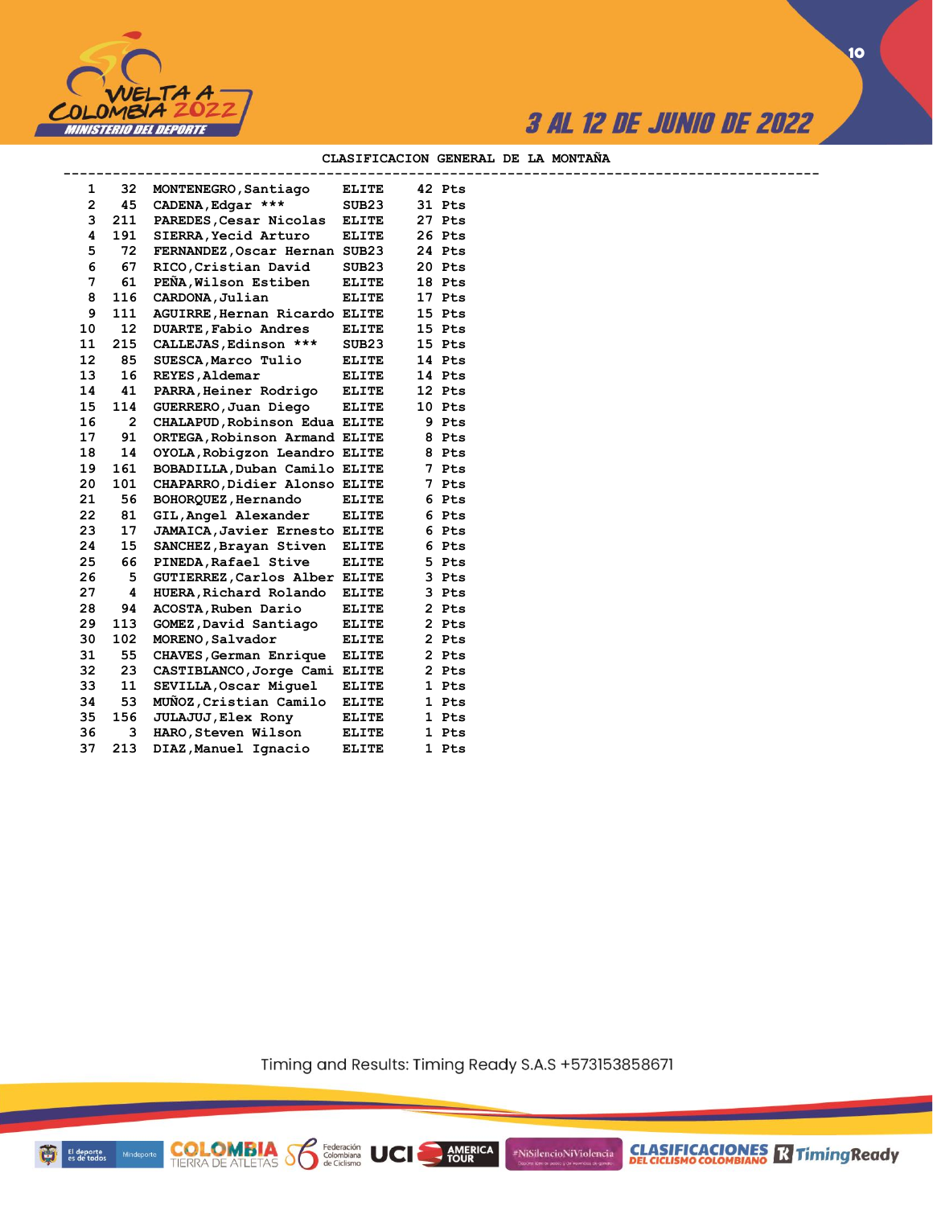## CLASIFICACION GENERAL DE LA MONTAÑA

| | | | | |
|---|---|---|---|---|
| 1 | 32 | MONTENEGRO,Santiago | ELITE | 42 Pts |
| 2 | 45 | CADENA,Edgar *** | SUB23 | 31 Pts |
| 3 | 211 | PAREDES,Cesar Nicolas | ELITE | 27 Pts |
| 4 | 191 | SIERRA,Yecid Arturo | ELITE | 26 Pts |
| 5 | 72 | FERNANDEZ,Oscar Hernan | SUB23 | 24 Pts |
| 6 | 67 | RICO,Cristian David | SUB23 | 20 Pts |
| 7 | 61 | PEÑA,Wilson Estiben | ELITE | 18 Pts |
| 8 | 116 | CARDONA,Julian | ELITE | 17 Pts |
| 9 | 111 | AGUIRRE,Hernan Ricardo | ELITE | 15 Pts |
| 10 | 12 | DUARTE,Fabio Andres | ELITE | 15 Pts |
| 11 | 215 | CALLEJAS,Edinson *** | SUB23 | 15 Pts |
| 12 | 85 | SUESCA,Marco Tulio | ELITE | 14 Pts |
| 13 | 16 | REYES,Aldemar | ELITE | 14 Pts |
| 14 | 41 | PARRA,Heiner Rodrigo | ELITE | 12 Pts |
| 15 | 114 | GUERRERO,Juan Diego | ELITE | 10 Pts |
| 16 | 2 | CHALAPUD,Robinson Edua | ELITE | 9 Pts |
| 17 | 91 | ORTEGA,Robinson Armand | ELITE | 8 Pts |
| 18 | 14 | OYOLA,Robigzon Leandro | ELITE | 8 Pts |
| 19 | 161 | BOBADILLA,Duban Camilo | ELITE | 7 Pts |
| 20 | 101 | CHAPARRO,Didier Alonso | ELITE | 7 Pts |
| 21 | 56 | BOHORQUEZ,Hernando | ELITE | 6 Pts |
| 22 | 81 | GIL,Angel Alexander | ELITE | 6 Pts |
| 23 | 17 | JAMAICA,Javier Ernesto | ELITE | 6 Pts |
| 24 | 15 | SANCHEZ,Brayan Stiven | ELITE | 6 Pts |
| 25 | 66 | PINEDA,Rafael Stive | ELITE | 5 Pts |
| 26 | 5 | GUTIERREZ,Carlos Alber | ELITE | 3 Pts |
| 27 | 4 | HUERA,Richard Rolando | ELITE | 3 Pts |
| 28 | 94 | ACOSTA,Ruben Dario | ELITE | 2 Pts |
| 29 | 113 | GOMEZ,David Santiago | ELITE | 2 Pts |
| 30 | 102 | MORENO,Salvador | ELITE | 2 Pts |
| 31 | 55 | CHAVES,German Enrique | ELITE | 2 Pts |
| 32 | 23 | CASTIBLANCO,Jorge Cami | ELITE | 2 Pts |
| 33 | 11 | SEVILLA,Oscar Miguel | ELITE | 1 Pts |
| 34 | 53 | MUÑOZ,Cristian Camilo | ELITE | 1 Pts |
| 35 | 156 | JULAJUJ,Elex Rony | ELITE | 1 Pts |
| 36 | 3 | HARO,Steven Wilson | ELITE | 1 Pts |
| 37 | 213 | DIAZ,Manuel Ignacio | ELITE | 1 Pts |

Timing and Results: Timing Ready S.A.S +573153858671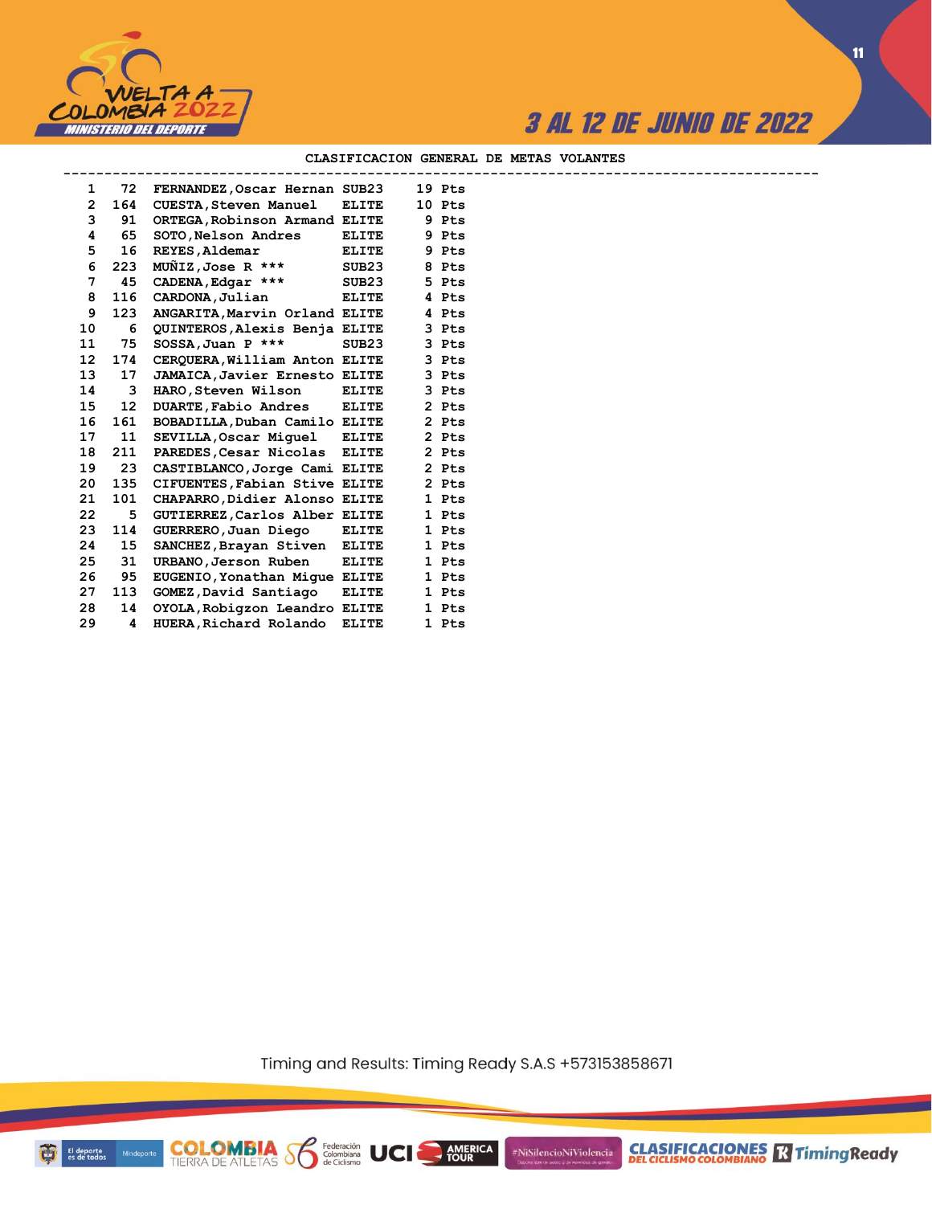## CLASIFICACION GENERAL DE METAS VOLANTES

| Pos | No. | Nombre | Cat. | Puntos |
|---|---|---|---|---|
| 1 | 72 | FERNANDEZ,Oscar Hernan | SUB23 | 19 Pts |
| 2 | 164 | CUESTA,Steven Manuel | ELITE | 10 Pts |
| 3 | 91 | ORTEGA,Robinson Armand | ELITE | 9 Pts |
| 4 | 65 | SOTO,Nelson Andres | ELITE | 9 Pts |
| 5 | 16 | REYES,Aldemar | ELITE | 9 Pts |
| 6 | 223 | MUÑIZ,Jose R *** | SUB23 | 8 Pts |
| 7 | 45 | CADENA,Edgar *** | SUB23 | 5 Pts |
| 8 | 116 | CARDONA,Julian | ELITE | 4 Pts |
| 9 | 123 | ANGARITA,Marvin Orland | ELITE | 4 Pts |
| 10 | 6 | QUINTEROS,Alexis Benja | ELITE | 3 Pts |
| 11 | 75 | SOSSA,Juan P *** | SUB23 | 3 Pts |
| 12 | 174 | CERQUERA,William Anton | ELITE | 3 Pts |
| 13 | 17 | JAMAICA,Javier Ernesto | ELITE | 3 Pts |
| 14 | 3 | HARO,Steven Wilson | ELITE | 3 Pts |
| 15 | 12 | DUARTE,Fabio Andres | ELITE | 2 Pts |
| 16 | 161 | BOBADILLA,Duban Camilo | ELITE | 2 Pts |
| 17 | 11 | SEVILLA,Oscar Miguel | ELITE | 2 Pts |
| 18 | 211 | PAREDES,Cesar Nicolas | ELITE | 2 Pts |
| 19 | 23 | CASTIBLANCO,Jorge Cami | ELITE | 2 Pts |
| 20 | 135 | CIFUENTES,Fabian Stive | ELITE | 2 Pts |
| 21 | 101 | CHAPARRO,Didier Alonso | ELITE | 1 Pts |
| 22 | 5 | GUTIERREZ,Carlos Alber | ELITE | 1 Pts |
| 23 | 114 | GUERRERO,Juan Diego | ELITE | 1 Pts |
| 24 | 15 | SANCHEZ,Brayan Stiven | ELITE | 1 Pts |
| 25 | 31 | URBANO,Jerson Ruben | ELITE | 1 Pts |
| 26 | 95 | EUGENIO,Yonathan Migue | ELITE | 1 Pts |
| 27 | 113 | GOMEZ,David Santiago | ELITE | 1 Pts |
| 28 | 14 | OYOLA,Robigzon Leandro | ELITE | 1 Pts |
| 29 | 4 | HUERA,Richard Rolando | ELITE | 1 Pts |

Timing and Results: Timing Ready S.A.S +573153858671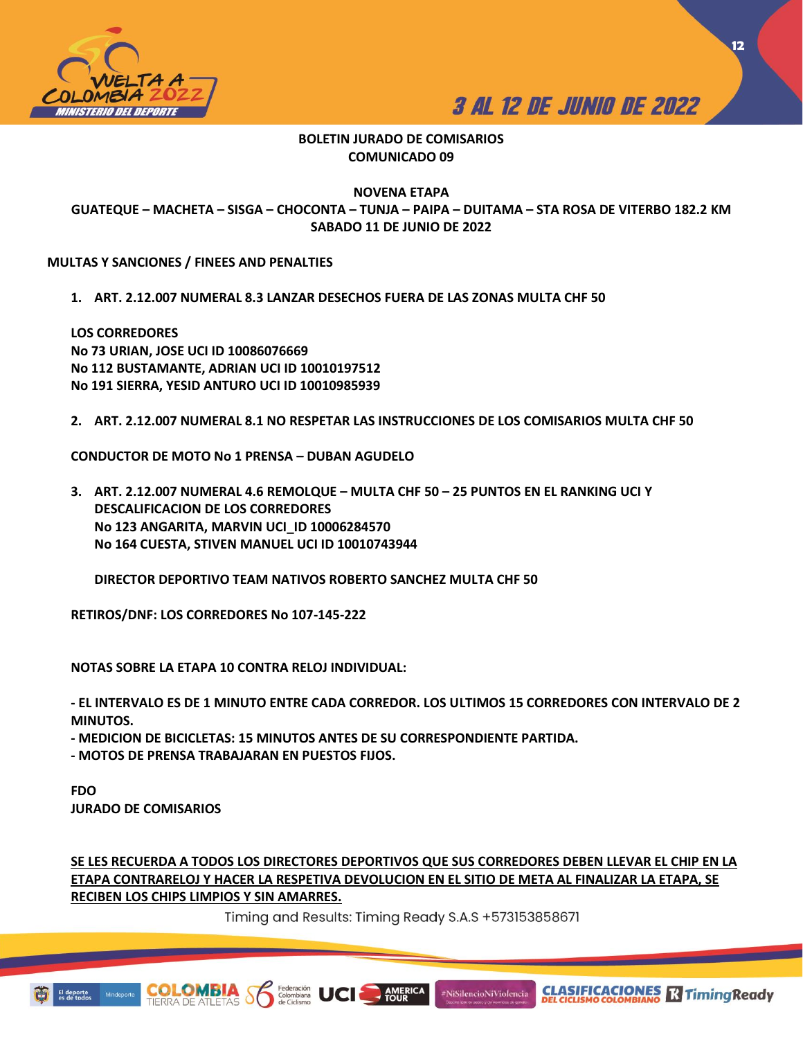**BOLETIN JURADO DE COMISARIOS**
**COMUNICADO 09**

**NOVENA ETAPA**
**GUATEQUE – MACHETA – SISGA – CHOCONTA – TUNJA – PAIPA – DUITAMA – STA ROSA DE VITERBO 182.2 KM**
**SABADO 11 DE JUNIO DE 2022**

**MULTAS Y SANCIONES / FINEES AND PENALTIES**

1. **ART. 2.12.007 NUMERAL 8.3 LANZAR DESECHOS FUERA DE LAS ZONAS MULTA CHF 50**

**LOS CORREDORES**
**No 73 URIAN, JOSE UCI ID 10086076669**
**No 112 BUSTAMANTE, ADRIAN UCI ID 10010197512**
**No 191 SIERRA, YESID ANTURO UCI ID 10010985939**

2. **ART. 2.12.007 NUMERAL 8.1 NO RESPETAR LAS INSTRUCCIONES DE LOS COMISARIOS MULTA CHF 50**

**CONDUCTOR DE MOTO No 1 PRENSA – DUBAN AGUDELO**

3. **ART. 2.12.007 NUMERAL 4.6 REMOLQUE – MULTA CHF 50 – 25 PUNTOS EN EL RANKING UCI Y DESCALIFICACION DE LOS CORREDORES**
   **No 123 ANGARITA, MARVIN UCI_ID 10006284570**
   **No 164 CUESTA, STIVEN MANUEL UCI ID 10010743944**

   **DIRECTOR DEPORTIVO TEAM NATIVOS ROBERTO SANCHEZ MULTA CHF 50**

**RETIROS/DNF: LOS CORREDORES No 107-145-222**

**NOTAS SOBRE LA ETAPA 10 CONTRA RELOJ INDIVIDUAL:**

**- EL INTERVALO ES DE 1 MINUTO ENTRE CADA CORREDOR. LOS ULTIMOS 15 CORREDORES CON INTERVALO DE 2 MINUTOS.**
**- MEDICION DE BICICLETAS: 15 MINUTOS ANTES DE SU CORRESPONDIENTE PARTIDA.**
**- MOTOS DE PRENSA TRABAJARAN EN PUESTOS FIJOS.**

**FDO**
**JURADO DE COMISARIOS**

**SE LES RECUERDA A TODOS LOS DIRECTORES DEPORTIVOS QUE SUS CORREDORES DEBEN LLEVAR EL CHIP EN LA ETAPA CONTRARELOJ Y HACER LA RESPETIVA DEVOLUCION EN EL SITIO DE META AL FINALIZAR LA ETAPA, SE RECIBEN LOS CHIPS LIMPIOS Y SIN AMARRES.**

Timing and Results: Timing Ready S.A.S +573153858671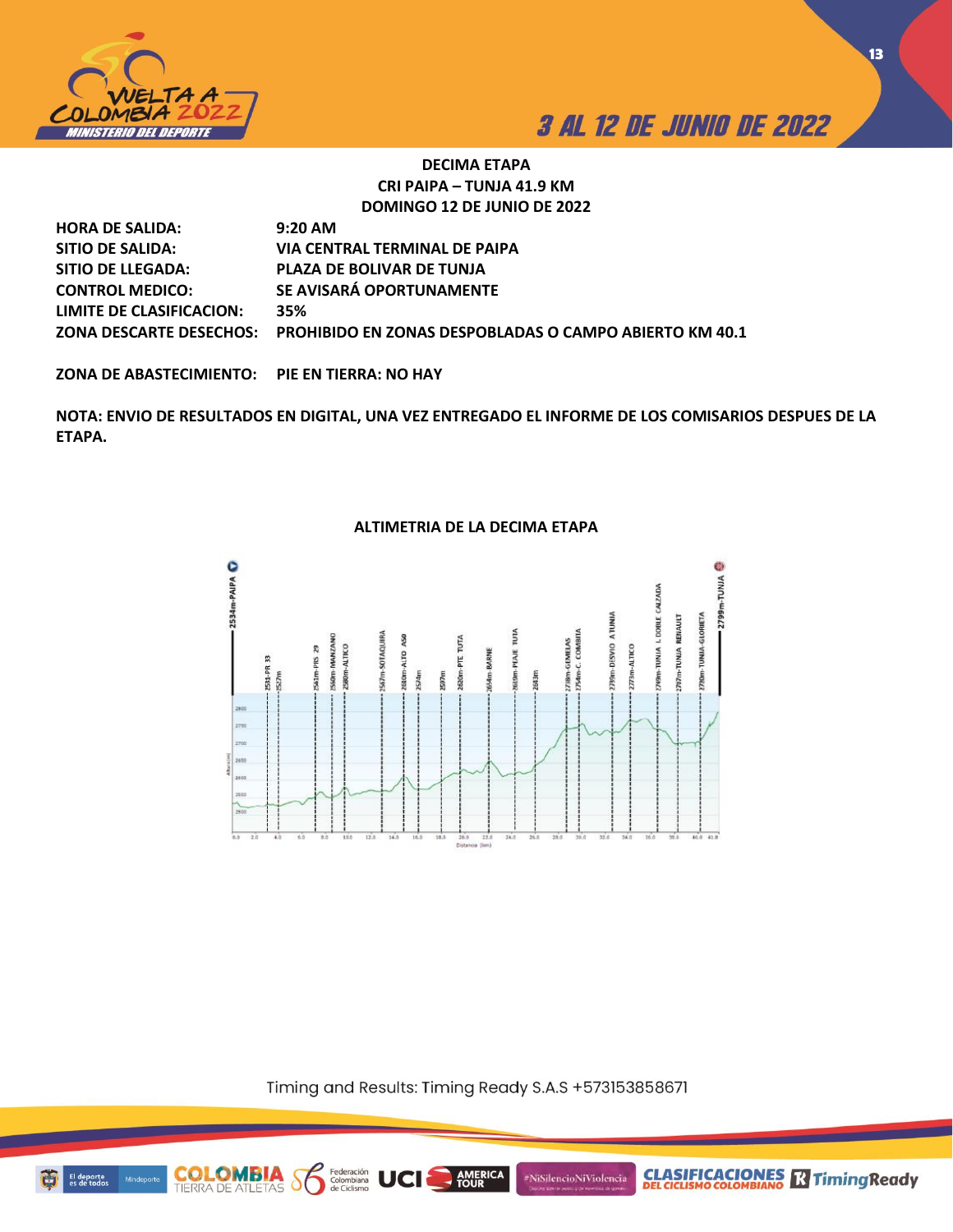**DECIMA ETAPA**
**CRI PAIPA – TUNJA 41.9 KM**
**DOMINGO 12 DE JUNIO DE 2022**

| | |
|---|---|
| **HORA DE SALIDA:** | **9:20 AM** |
| **SITIO DE SALIDA:** | **VIA CENTRAL TERMINAL DE PAIPA** |
| **SITIO DE LLEGADA:** | **PLAZA DE BOLIVAR DE TUNJA** |
| **CONTROL MEDICO:** | **SE AVISARÁ OPORTUNAMENTE** |
| **LIMITE DE CLASIFICACION:** | **35%** |
| **ZONA DESCARTE DESECHOS:** | **PROHIBIDO EN ZONAS DESPOBLADAS O CAMPO ABIERTO KM 40.1** |

**ZONA DE ABASTECIMIENTO: PIE EN TIERRA: NO HAY**

**NOTA: ENVIO DE RESULTADOS EN DIGITAL, UNA VEZ ENTREGADO EL INFORME DE LOS COMISARIOS DESPUES DE LA ETAPA.**

**ALTIMETRIA DE LA DECIMA ETAPA**

Timing and Results: Timing Ready S.A.S +573153858671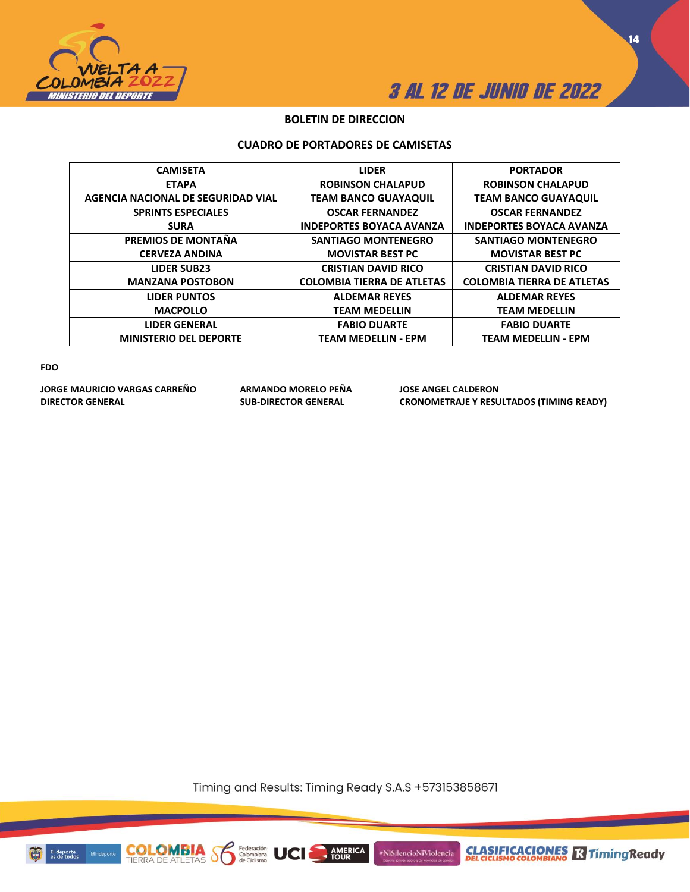## BOLETIN DE DIRECCION

### CUADRO DE PORTADORES DE CAMISETAS

| CAMISETA | LIDER | PORTADOR |
|---|---|---|
| ETAPA<br>AGENCIA NACIONAL DE SEGURIDAD VIAL | ROBINSON CHALAPUD<br>TEAM BANCO GUAYAQUIL | ROBINSON CHALAPUD<br>TEAM BANCO GUAYAQUIL |
| SPRINTS ESPECIALES<br>SURA | OSCAR FERNANDEZ<br>INDEPORTES BOYACA AVANZA | OSCAR FERNANDEZ<br>INDEPORTES BOYACA AVANZA |
| PREMIOS DE MONTAÑA<br>CERVEZA ANDINA | SANTIAGO MONTENEGRO<br>MOVISTAR BEST PC | SANTIAGO MONTENEGRO<br>MOVISTAR BEST PC |
| LIDER SUB23<br>MANZANA POSTOBON | CRISTIAN DAVID RICO<br>COLOMBIA TIERRA DE ATLETAS | CRISTIAN DAVID RICO<br>COLOMBIA TIERRA DE ATLETAS |
| LIDER PUNTOS<br>MACPOLLO | ALDEMAR REYES<br>TEAM MEDELLIN | ALDEMAR REYES<br>TEAM MEDELLIN |
| LIDER GENERAL<br>MINISTERIO DEL DEPORTE | FABIO DUARTE<br>TEAM MEDELLIN - EPM | FABIO DUARTE<br>TEAM MEDELLIN - EPM |

**FDO**

**JORGE MAURICIO VARGAS CARREÑO**
**DIRECTOR GENERAL**

**ARMANDO MORELO PEÑA**
**SUB-DIRECTOR GENERAL**

**JOSE ANGEL CALDERON**
**CRONOMETRAJE Y RESULTADOS (TIMING READY)**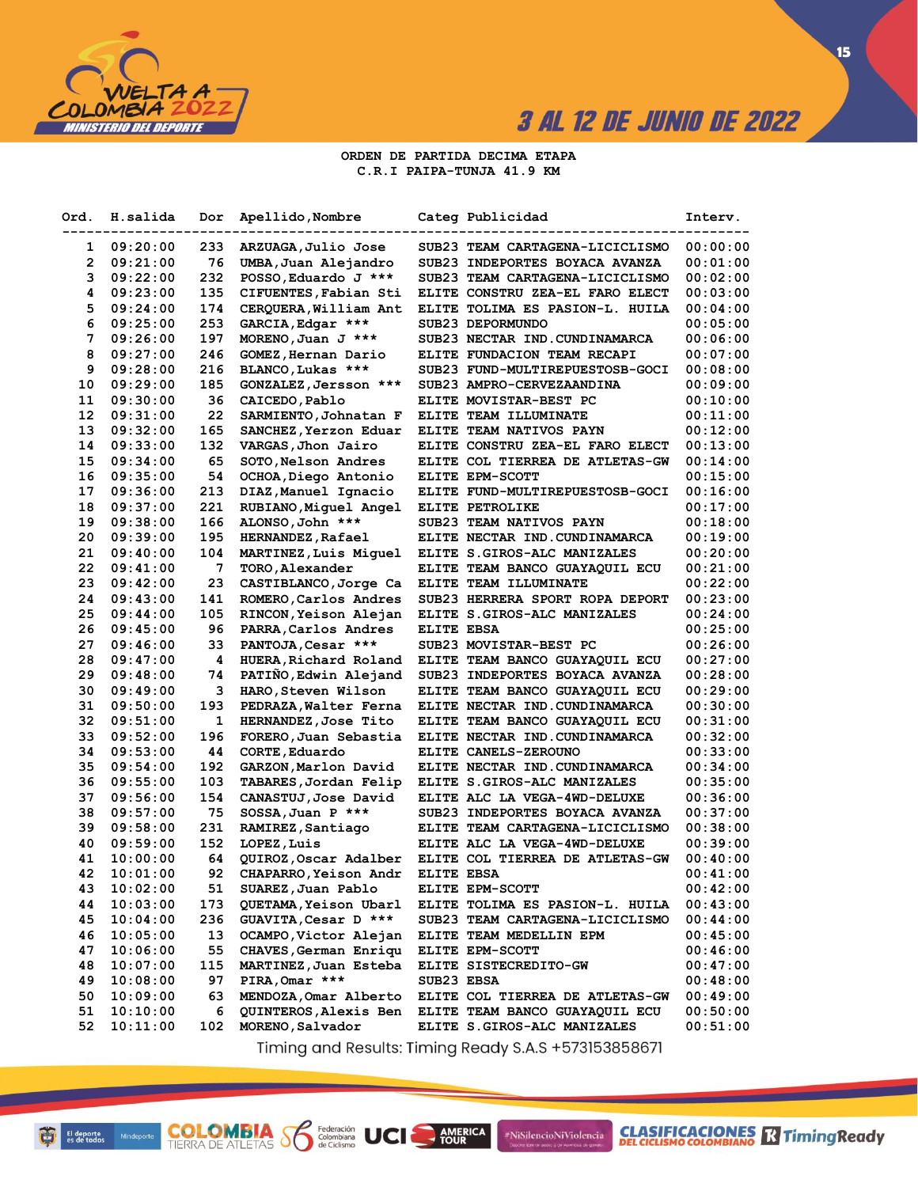ORDEN DE PARTIDA DECIMA ETAPA
C.R.I PAIPA-TUNJA 41.9 KM

| Ord. | H.salida | Dor | Apellido,Nombre | Categ | Publicidad | Interv. |
|---|---|---|---|---|---|---|
| 1 | 09:20:00 | 233 | ARZUAGA,Julio Jose | SUB23 | TEAM CARTAGENA-LICICLISMO | 00:00:00 |
| 2 | 09:21:00 | 76 | UMBA,Juan Alejandro | SUB23 | INDEPORTES BOYACA AVANZA | 00:01:00 |
| 3 | 09:22:00 | 232 | POSSO,Eduardo J *** | SUB23 | TEAM CARTAGENA-LICICLISMO | 00:02:00 |
| 4 | 09:23:00 | 135 | CIFUENTES,Fabian Sti | ELITE | CONSTRU ZEA-EL FARO ELECT | 00:03:00 |
| 5 | 09:24:00 | 174 | CERQUERA,William Ant | ELITE | TOLIMA ES PASION-L. HUILA | 00:04:00 |
| 6 | 09:25:00 | 253 | GARCIA,Edgar *** | SUB23 | DEPORMUNDO | 00:05:00 |
| 7 | 09:26:00 | 197 | MORENO,Juan J *** | SUB23 | NECTAR IND.CUNDINAMARCA | 00:06:00 |
| 8 | 09:27:00 | 246 | GOMEZ,Hernan Dario | ELITE | FUNDACION TEAM RECAPI | 00:07:00 |
| 9 | 09:28:00 | 216 | BLANCO,Lukas *** | SUB23 | FUND-MULTIREPUESTOSB-GOCI | 00:08:00 |
| 10 | 09:29:00 | 185 | GONZALEZ,Jersson *** | SUB23 | AMPRO-CERVEZAANDINA | 00:09:00 |
| 11 | 09:30:00 | 36 | CAICEDO,Pablo | ELITE | MOVISTAR-BEST PC | 00:10:00 |
| 12 | 09:31:00 | 22 | SARMIENTO,Johnatan F | ELITE | TEAM ILLUMINATE | 00:11:00 |
| 13 | 09:32:00 | 165 | SANCHEZ,Yerzon Eduar | ELITE | TEAM NATIVOS PAYN | 00:12:00 |
| 14 | 09:33:00 | 132 | VARGAS,Jhon Jairo | ELITE | CONSTRU ZEA-EL FARO ELECT | 00:13:00 |
| 15 | 09:34:00 | 65 | SOTO,Nelson Andres | ELITE | COL TIERREA DE ATLETAS-GW | 00:14:00 |
| 16 | 09:35:00 | 54 | OCHOA,Diego Antonio | ELITE | EPM-SCOTT | 00:15:00 |
| 17 | 09:36:00 | 213 | DIAZ,Manuel Ignacio | ELITE | FUND-MULTIREPUESTOSB-GOCI | 00:16:00 |
| 18 | 09:37:00 | 221 | RUBIANO,Miguel Angel | ELITE | PETROLIKE | 00:17:00 |
| 19 | 09:38:00 | 166 | ALONSO,John *** | SUB23 | TEAM NATIVOS PAYN | 00:18:00 |
| 20 | 09:39:00 | 195 | HERNANDEZ,Rafael | ELITE | NECTAR IND.CUNDINAMARCA | 00:19:00 |
| 21 | 09:40:00 | 104 | MARTINEZ,Luis Miguel | ELITE | S.GIROS-ALC MANIZALES | 00:20:00 |
| 22 | 09:41:00 | 7 | TORO,Alexander | ELITE | TEAM BANCO GUAYAQUIL ECU | 00:21:00 |
| 23 | 09:42:00 | 23 | CASTIBLANCO,Jorge Ca | ELITE | TEAM ILLUMINATE | 00:22:00 |
| 24 | 09:43:00 | 141 | ROMERO,Carlos Andres | SUB23 | HERRERA SPORT ROPA DEPORT | 00:23:00 |
| 25 | 09:44:00 | 105 | RINCON,Yeison Alejan | ELITE | S.GIROS-ALC MANIZALES | 00:24:00 |
| 26 | 09:45:00 | 96 | PARRA,Carlos Andres | ELITE | EBSA | 00:25:00 |
| 27 | 09:46:00 | 33 | PANTOJA,Cesar *** | SUB23 | MOVISTAR-BEST PC | 00:26:00 |
| 28 | 09:47:00 | 4 | HUERA,Richard Roland | ELITE | TEAM BANCO GUAYAQUIL ECU | 00:27:00 |
| 29 | 09:48:00 | 74 | PATIÑO,Edwin Alejand | SUB23 | INDEPORTES BOYACA AVANZA | 00:28:00 |
| 30 | 09:49:00 | 3 | HARO,Steven Wilson | ELITE | TEAM BANCO GUAYAQUIL ECU | 00:29:00 |
| 31 | 09:50:00 | 193 | PEDRAZA,Walter Ferna | ELITE | NECTAR IND.CUNDINAMARCA | 00:30:00 |
| 32 | 09:51:00 | 1 | HERNANDEZ,Jose Tito | ELITE | TEAM BANCO GUAYAQUIL ECU | 00:31:00 |
| 33 | 09:52:00 | 196 | FORERO,Juan Sebastia | ELITE | NECTAR IND.CUNDINAMARCA | 00:32:00 |
| 34 | 09:53:00 | 44 | CORTE,Eduardo | ELITE | CANELS-ZEROUNO | 00:33:00 |
| 35 | 09:54:00 | 192 | GARZON,Marlon David | ELITE | NECTAR IND.CUNDINAMARCA | 00:34:00 |
| 36 | 09:55:00 | 103 | TABARES,Jordan Felip | ELITE | S.GIROS-ALC MANIZALES | 00:35:00 |
| 37 | 09:56:00 | 154 | CANASTUJ,Jose David | ELITE | ALC LA VEGA-4WD-DELUXE | 00:36:00 |
| 38 | 09:57:00 | 75 | SOSSA,Juan P *** | SUB23 | INDEPORTES BOYACA AVANZA | 00:37:00 |
| 39 | 09:58:00 | 231 | RAMIREZ,Santiago | ELITE | TEAM CARTAGENA-LICICLISMO | 00:38:00 |
| 40 | 09:59:00 | 152 | LOPEZ,Luis | ELITE | ALC LA VEGA-4WD-DELUXE | 00:39:00 |
| 41 | 10:00:00 | 64 | QUIROZ,Oscar Adalber | ELITE | COL TIERREA DE ATLETAS-GW | 00:40:00 |
| 42 | 10:01:00 | 92 | CHAPARRO,Yeison Andr | ELITE | EBSA | 00:41:00 |
| 43 | 10:02:00 | 51 | SUAREZ,Juan Pablo | ELITE | EPM-SCOTT | 00:42:00 |
| 44 | 10:03:00 | 173 | QUETAMA,Yeison Ubarl | ELITE | TOLIMA ES PASION-L. HUILA | 00:43:00 |
| 45 | 10:04:00 | 236 | GUAVITA,Cesar D *** | SUB23 | TEAM CARTAGENA-LICICLISMO | 00:44:00 |
| 46 | 10:05:00 | 13 | OCAMPO,Victor Alejan | ELITE | TEAM MEDELLIN EPM | 00:45:00 |
| 47 | 10:06:00 | 55 | CHAVES,German Enriqu | ELITE | EPM-SCOTT | 00:46:00 |
| 48 | 10:07:00 | 115 | MARTINEZ,Juan Esteba | ELITE | SISTECREDITO-GW | 00:47:00 |
| 49 | 10:08:00 | 97 | PIRA,Omar *** | SUB23 | EBSA | 00:48:00 |
| 50 | 10:09:00 | 63 | MENDOZA,Omar Alberto | ELITE | COL TIERREA DE ATLETAS-GW | 00:49:00 |
| 51 | 10:10:00 | 6 | QUINTEROS,Alexis Ben | ELITE | TEAM BANCO GUAYAQUIL ECU | 00:50:00 |
| 52 | 10:11:00 | 102 | MORENO,Salvador | ELITE | S.GIROS-ALC MANIZALES | 00:51:00 |

Timing and Results: Timing Ready S.A.S +573153858671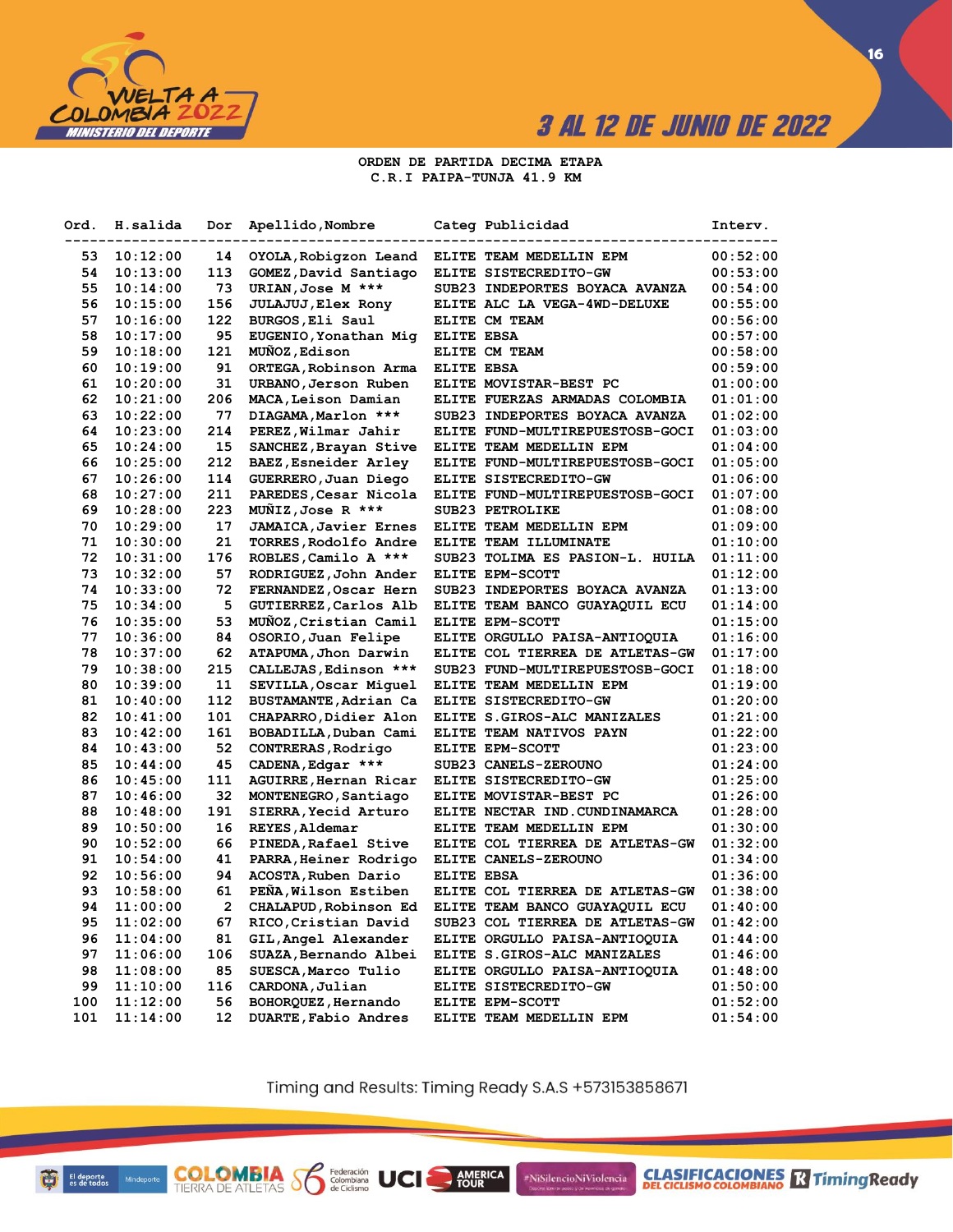3 AL 12 DE JUNIO DE 2022

ORDEN DE PARTIDA DECIMA ETAPA
C.R.I PAIPA-TUNJA 41.9 KM

| Ord. | H.salida | Dor | Apellido,Nombre | Categ | Publicidad | Interv. |
|---|---|---|---|---|---|---|
| 53 | 10:12:00 | 14 | OYOLA,Robigzon Leand | ELITE | TEAM MEDELLIN EPM | 00:52:00 |
| 54 | 10:13:00 | 113 | GOMEZ,David Santiago | ELITE | SISTECREDITO-GW | 00:53:00 |
| 55 | 10:14:00 | 73 | URIAN,Jose M *** | SUB23 | INDEPORTES BOYACA AVANZA | 00:54:00 |
| 56 | 10:15:00 | 156 | JULAJUJ,Elex Rony | ELITE | ALC LA VEGA-4WD-DELUXE | 00:55:00 |
| 57 | 10:16:00 | 122 | BURGOS,Eli Saul | ELITE | CM TEAM | 00:56:00 |
| 58 | 10:17:00 | 95 | EUGENIO,Yonathan Mig | ELITE | EBSA | 00:57:00 |
| 59 | 10:18:00 | 121 | MUÑOZ,Edison | ELITE | CM TEAM | 00:58:00 |
| 60 | 10:19:00 | 91 | ORTEGA,Robinson Arma | ELITE | EBSA | 00:59:00 |
| 61 | 10:20:00 | 31 | URBANO,Jerson Ruben | ELITE | MOVISTAR-BEST PC | 01:00:00 |
| 62 | 10:21:00 | 206 | MACA,Leison Damian | ELITE | FUERZAS ARMADAS COLOMBIA | 01:01:00 |
| 63 | 10:22:00 | 77 | DIAGAMA,Marlon *** | SUB23 | INDEPORTES BOYACA AVANZA | 01:02:00 |
| 64 | 10:23:00 | 214 | PEREZ,Wilmar Jahir | ELITE | FUND-MULTIREPUESTOSB-GOCI | 01:03:00 |
| 65 | 10:24:00 | 15 | SANCHEZ,Brayan Stive | ELITE | TEAM MEDELLIN EPM | 01:04:00 |
| 66 | 10:25:00 | 212 | BAEZ,Esneider Arley | ELITE | FUND-MULTIREPUESTOSB-GOCI | 01:05:00 |
| 67 | 10:26:00 | 114 | GUERRERO,Juan Diego | ELITE | SISTECREDITO-GW | 01:06:00 |
| 68 | 10:27:00 | 211 | PAREDES,Cesar Nicola | ELITE | FUND-MULTIREPUESTOSB-GOCI | 01:07:00 |
| 69 | 10:28:00 | 223 | MUÑIZ,Jose R *** | SUB23 | PETROLIKE | 01:08:00 |
| 70 | 10:29:00 | 17 | JAMAICA,Javier Ernes | ELITE | TEAM MEDELLIN EPM | 01:09:00 |
| 71 | 10:30:00 | 21 | TORRES,Rodolfo Andre | ELITE | TEAM ILLUMINATE | 01:10:00 |
| 72 | 10:31:00 | 176 | ROBLES,Camilo A *** | SUB23 | TOLIMA ES PASION-L. HUILA | 01:11:00 |
| 73 | 10:32:00 | 57 | RODRIGUEZ,John Ander | ELITE | EPM-SCOTT | 01:12:00 |
| 74 | 10:33:00 | 72 | FERNANDEZ,Oscar Hern | SUB23 | INDEPORTES BOYACA AVANZA | 01:13:00 |
| 75 | 10:34:00 | 5 | GUTIERREZ,Carlos Alb | ELITE | TEAM BANCO GUAYAQUIL ECU | 01:14:00 |
| 76 | 10:35:00 | 53 | MUÑOZ,Cristian Camil | ELITE | EPM-SCOTT | 01:15:00 |
| 77 | 10:36:00 | 84 | OSORIO,Juan Felipe | ELITE | ORGULLO PAISA-ANTIOQUIA | 01:16:00 |
| 78 | 10:37:00 | 62 | ATAPUMA,Jhon Darwin | ELITE | COL TIERREA DE ATLETAS-GW | 01:17:00 |
| 79 | 10:38:00 | 215 | CALLEJAS,Edinson *** | SUB23 | FUND-MULTIREPUESTOSB-GOCI | 01:18:00 |
| 80 | 10:39:00 | 11 | SEVILLA,Oscar Miguel | ELITE | TEAM MEDELLIN EPM | 01:19:00 |
| 81 | 10:40:00 | 112 | BUSTAMANTE,Adrian Ca | ELITE | SISTECREDITO-GW | 01:20:00 |
| 82 | 10:41:00 | 101 | CHAPARRO,Didier Alon | ELITE | S.GIROS-ALC MANIZALES | 01:21:00 |
| 83 | 10:42:00 | 161 | BOBADILLA,Duban Cami | ELITE | TEAM NATIVOS PAYN | 01:22:00 |
| 84 | 10:43:00 | 52 | CONTRERAS,Rodrigo | ELITE | EPM-SCOTT | 01:23:00 |
| 85 | 10:44:00 | 45 | CADENA,Edgar *** | SUB23 | CANELS-ZEROUNO | 01:24:00 |
| 86 | 10:45:00 | 111 | AGUIRRE,Hernan Ricar | ELITE | SISTECREDITO-GW | 01:25:00 |
| 87 | 10:46:00 | 32 | MONTENEGRO,Santiago | ELITE | MOVISTAR-BEST PC | 01:26:00 |
| 88 | 10:48:00 | 191 | SIERRA,Yecid Arturo | ELITE | NECTAR IND.CUNDINAMARCA | 01:28:00 |
| 89 | 10:50:00 | 16 | REYES,Aldemar | ELITE | TEAM MEDELLIN EPM | 01:30:00 |
| 90 | 10:52:00 | 66 | PINEDA,Rafael Stive | ELITE | COL TIERREA DE ATLETAS-GW | 01:32:00 |
| 91 | 10:54:00 | 41 | PARRA,Heiner Rodrigo | ELITE | CANELS-ZEROUNO | 01:34:00 |
| 92 | 10:56:00 | 94 | ACOSTA,Ruben Dario | ELITE | EBSA | 01:36:00 |
| 93 | 10:58:00 | 61 | PEÑA,Wilson Estiben | ELITE | COL TIERREA DE ATLETAS-GW | 01:38:00 |
| 94 | 11:00:00 | 2 | CHALAPUD,Robinson Ed | ELITE | TEAM BANCO GUAYAQUIL ECU | 01:40:00 |
| 95 | 11:02:00 | 67 | RICO,Cristian David | SUB23 | COL TIERREA DE ATLETAS-GW | 01:42:00 |
| 96 | 11:04:00 | 81 | GIL,Angel Alexander | ELITE | ORGULLO PAISA-ANTIOQUIA | 01:44:00 |
| 97 | 11:06:00 | 106 | SUAZA,Bernando Albei | ELITE | S.GIROS-ALC MANIZALES | 01:46:00 |
| 98 | 11:08:00 | 85 | SUESCA,Marco Tulio | ELITE | ORGULLO PAISA-ANTIOQUIA | 01:48:00 |
| 99 | 11:10:00 | 116 | CARDONA,Julian | ELITE | SISTECREDITO-GW | 01:50:00 |
| 100 | 11:12:00 | 56 | BOHORQUEZ,Hernando | ELITE | EPM-SCOTT | 01:52:00 |
| 101 | 11:14:00 | 12 | DUARTE,Fabio Andres | ELITE | TEAM MEDELLIN EPM | 01:54:00 |

Timing and Results: Timing Ready S.A.S +573153858671